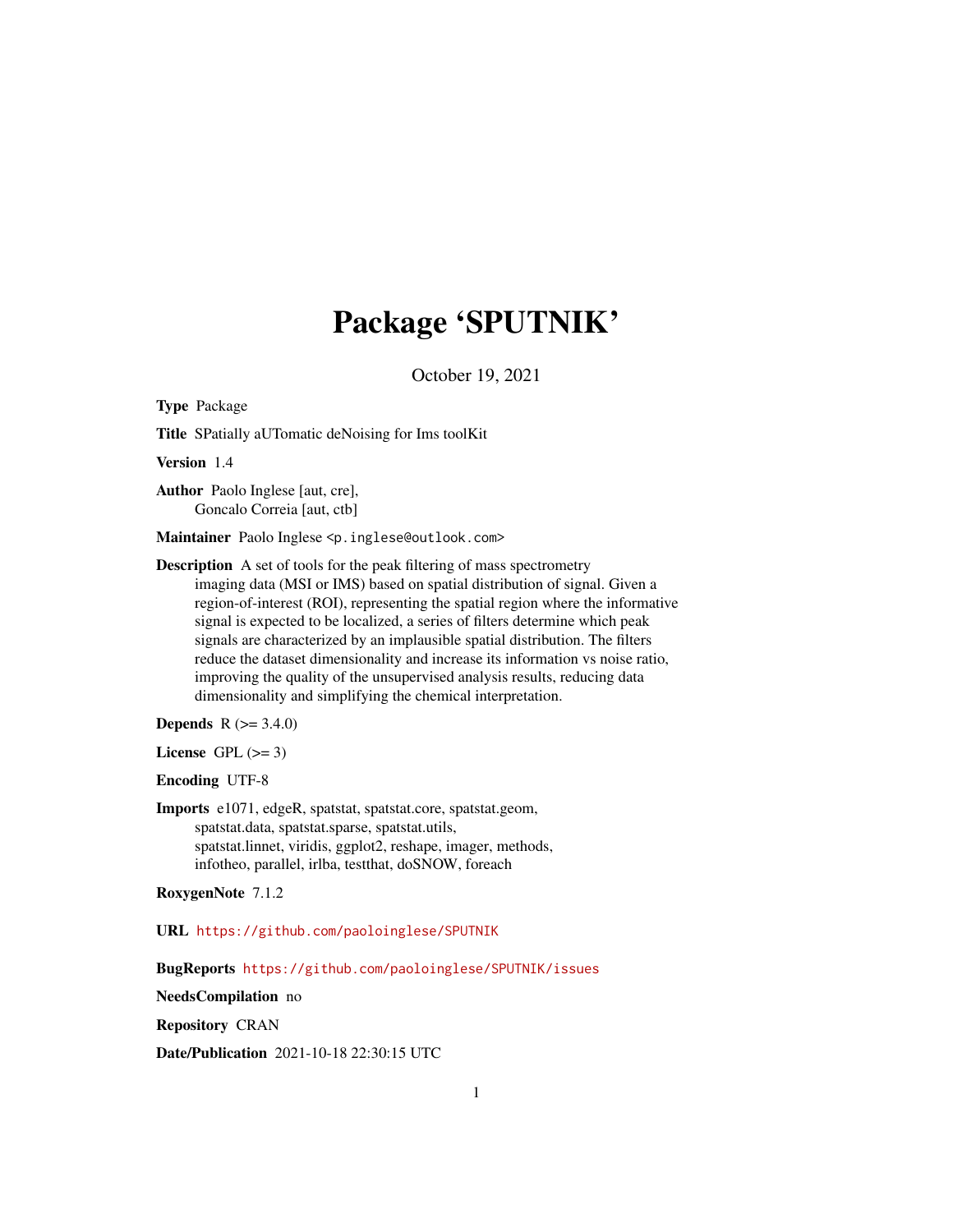# Package 'SPUTNIK'

October 19, 2021

**Type** Package

**Title** SPatially aUTomatic deNoising for Ims toolKit

**Version** 1.4

**Author** Paolo Inglese [aut, cre], Goncalo Correia [aut, ctb]

**Maintainer** Paolo Inglese <p.inglese@outlook.com>

**Description** A set of tools for the peak filtering of mass spectrometry imaging data (MSI or IMS) based on spatial distribution of signal. Given a region-of-interest (ROI), representing the spatial region where the informative signal is expected to be localized, a series of filters determine which peak signals are characterized by an implausible spatial distribution. The filters reduce the dataset dimensionality and increase its information vs noise ratio, improving the quality of the unsupervised analysis results, reducing data dimensionality and simplifying the chemical interpretation.

**Depends** R (>= 3.4.0)

**License** GPL (>= 3)

**Encoding** UTF-8

**Imports** e1071, edgeR, spatstat, spatstat.core, spatstat.geom, spatstat.data, spatstat.sparse, spatstat.utils, spatstat.linnet, viridis, ggplot2, reshape, imager, methods, infotheo, parallel, irlba, testthat, doSNOW, foreach

**RoxygenNote** 7.1.2

**URL** https://github.com/paoloinglese/SPUTNIK

**BugReports** https://github.com/paoloinglese/SPUTNIK/issues

**NeedsCompilation** no

**Repository** CRAN

**Date/Publication** 2021-10-18 22:30:15 UTC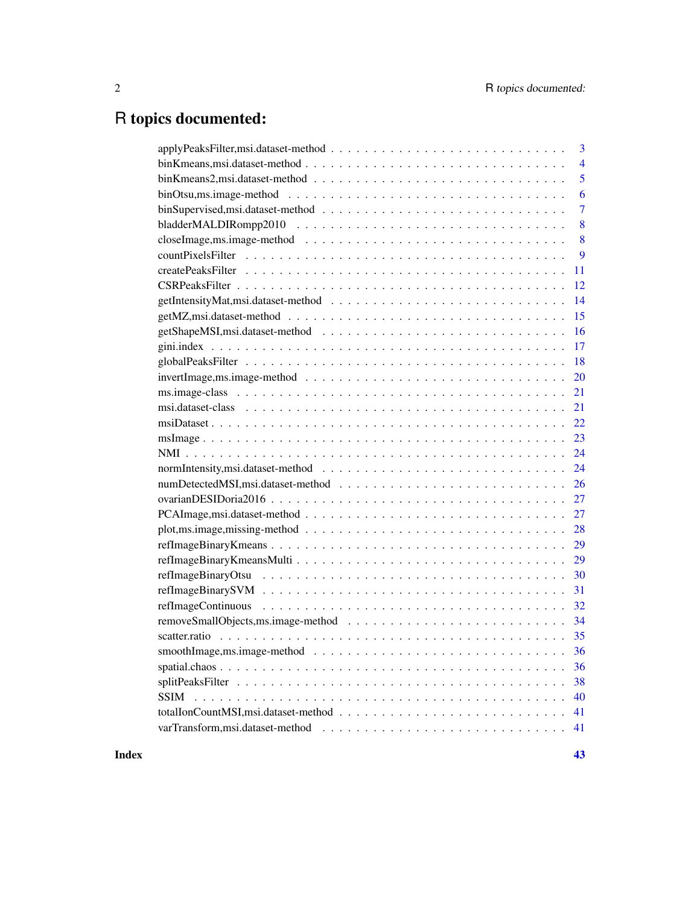# R topics documented:

| | |
|---|---|
| applyPeaksFilter,msi.dataset-method | 3 |
| binKmeans,msi.dataset-method | 4 |
| binKmeans2,msi.dataset-method | 5 |
| binOtsu,ms.image-method | 6 |
| binSupervised,msi.dataset-method | 7 |
| bladderMALDIRompp2010 | 8 |
| closeImage,ms.image-method | 8 |
| countPixelsFilter | 9 |
| createPeaksFilter | 11 |
| CSRPeaksFilter | 12 |
| getIntensityMat,msi.dataset-method | 14 |
| getMZ,msi.dataset-method | 15 |
| getShapeMSI,msi.dataset-method | 16 |
| gini.index | 17 |
| globalPeaksFilter | 18 |
| invertImage,ms.image-method | 20 |
| ms.image-class | 21 |
| msi.dataset-class | 21 |
| msiDataset | 22 |
| msImage | 23 |
| NMI | 24 |
| normIntensity,msi.dataset-method | 24 |
| numDetectedMSI,msi.dataset-method | 26 |
| ovarianDESIDoria2016 | 27 |
| PCAImage,msi.dataset-method | 27 |
| plot,ms.image,missing-method | 28 |
| refImageBinaryKmeans | 29 |
| refImageBinaryKmeansMulti | 29 |
| refImageBinaryOtsu | 30 |
| refImageBinarySVM | 31 |
| refImageContinuous | 32 |
| removeSmallObjects,ms.image-method | 34 |
| scatter.ratio | 35 |
| smoothImage,ms.image-method | 36 |
| spatial.chaos | 36 |
| splitPeaksFilter | 38 |
| SSIM | 40 |
| totalIonCountMSI,msi.dataset-method | 41 |
| varTransform,msi.dataset-method | 41 |

**Index** **43**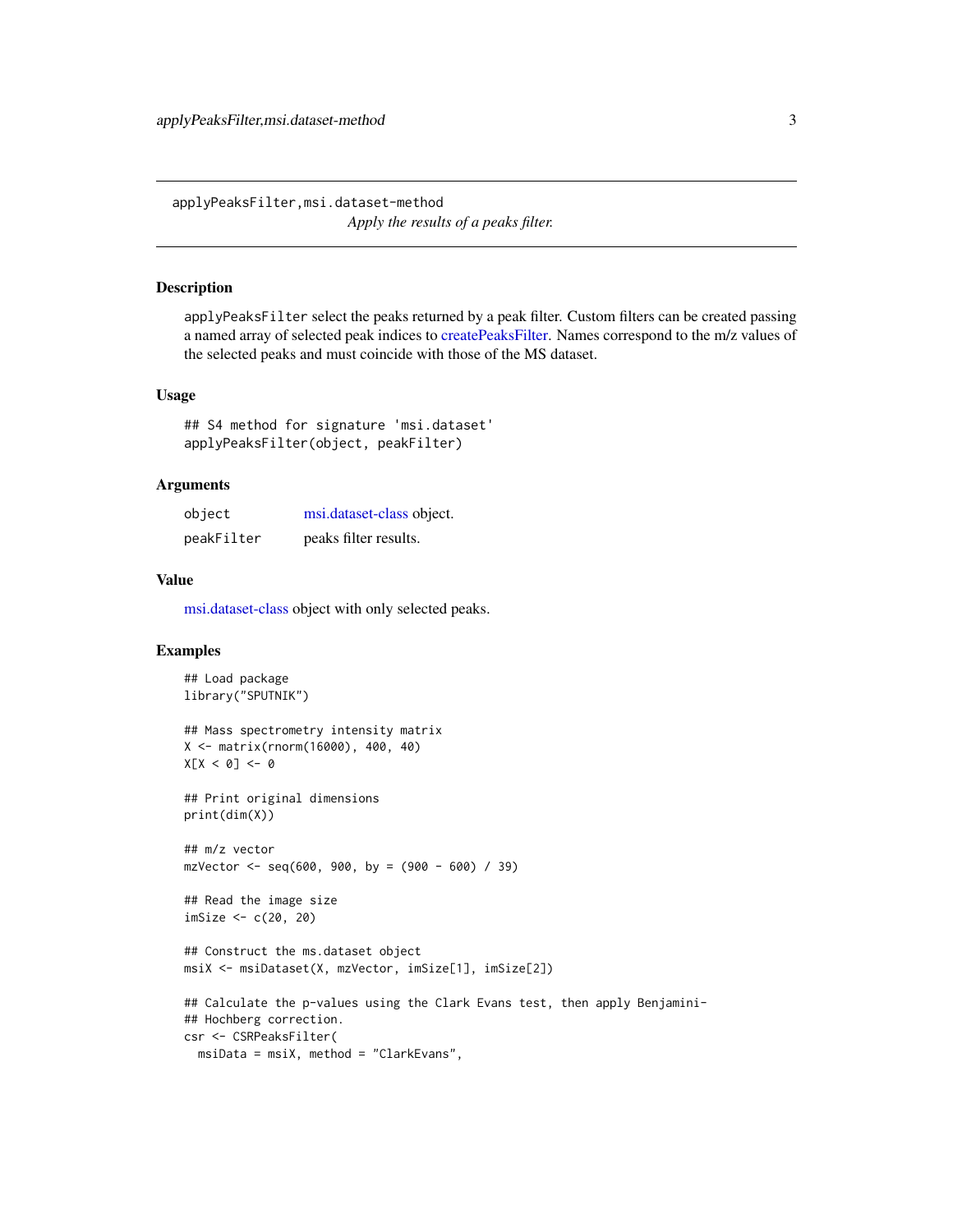## applyPeaksFilter,msi.dataset-method

*Apply the results of a peaks filter.*

### Description

`applyPeaksFilter` select the peaks returned by a peak filter. Custom filters can be created passing a named array of selected peak indices to createPeaksFilter. Names correspond to the m/z values of the selected peaks and must coincide with those of the MS dataset.

### Usage

```
## S4 method for signature 'msi.dataset'
applyPeaksFilter(object, peakFilter)
```

### Arguments

| | |
|---|---|
| `object` | msi.dataset-class object. |
| `peakFilter` | peaks filter results. |

### Value

msi.dataset-class object with only selected peaks.

### Examples

```
## Load package
library("SPUTNIK")

## Mass spectrometry intensity matrix
X <- matrix(rnorm(16000), 400, 40)
X[X < 0] <- 0

## Print original dimensions
print(dim(X))

## m/z vector
mzVector <- seq(600, 900, by = (900 - 600) / 39)

## Read the image size
imSize <- c(20, 20)

## Construct the ms.dataset object
msiX <- msiDataset(X, mzVector, imSize[1], imSize[2])

## Calculate the p-values using the Clark Evans test, then apply Benjamini-
## Hochberg correction.
csr <- CSRPeaksFilter(
  msiData = msiX, method = "ClarkEvans",
```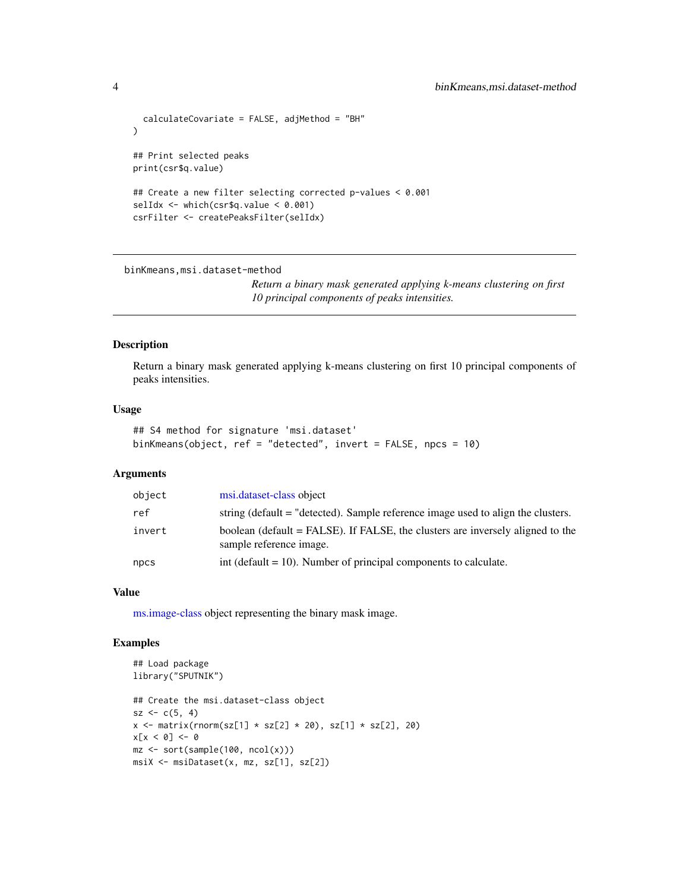```
  calculateCovariate = FALSE, adjMethod = "BH"
)

## Print selected peaks
print(csr$q.value)

## Create a new filter selecting corrected p-values < 0.001
selIdx <- which(csr$q.value < 0.001)
csrFilter <- createPeaksFilter(selIdx)
```

---

## binKmeans,msi.dataset-method

*Return a binary mask generated applying k-means clustering on first 10 principal components of peaks intensities.*

### Description

Return a binary mask generated applying k-means clustering on first 10 principal components of peaks intensities.

### Usage

```
## S4 method for signature 'msi.dataset'
binKmeans(object, ref = "detected", invert = FALSE, npcs = 10)
```

### Arguments

| | |
|---|---|
| object | msi.dataset-class object |
| ref | string (default = "detected). Sample reference image used to align the clusters. |
| invert | boolean (default = FALSE). If FALSE, the clusters are inversely aligned to the sample reference image. |
| npcs | int (default = 10). Number of principal components to calculate. |

### Value

ms.image-class object representing the binary mask image.

### Examples

```
## Load package
library("SPUTNIK")

## Create the msi.dataset-class object
sz <- c(5, 4)
x <- matrix(rnorm(sz[1] * sz[2] * 20), sz[1] * sz[2], 20)
x[x < 0] <- 0
mz <- sort(sample(100, ncol(x)))
msiX <- msiDataset(x, mz, sz[1], sz[2])
```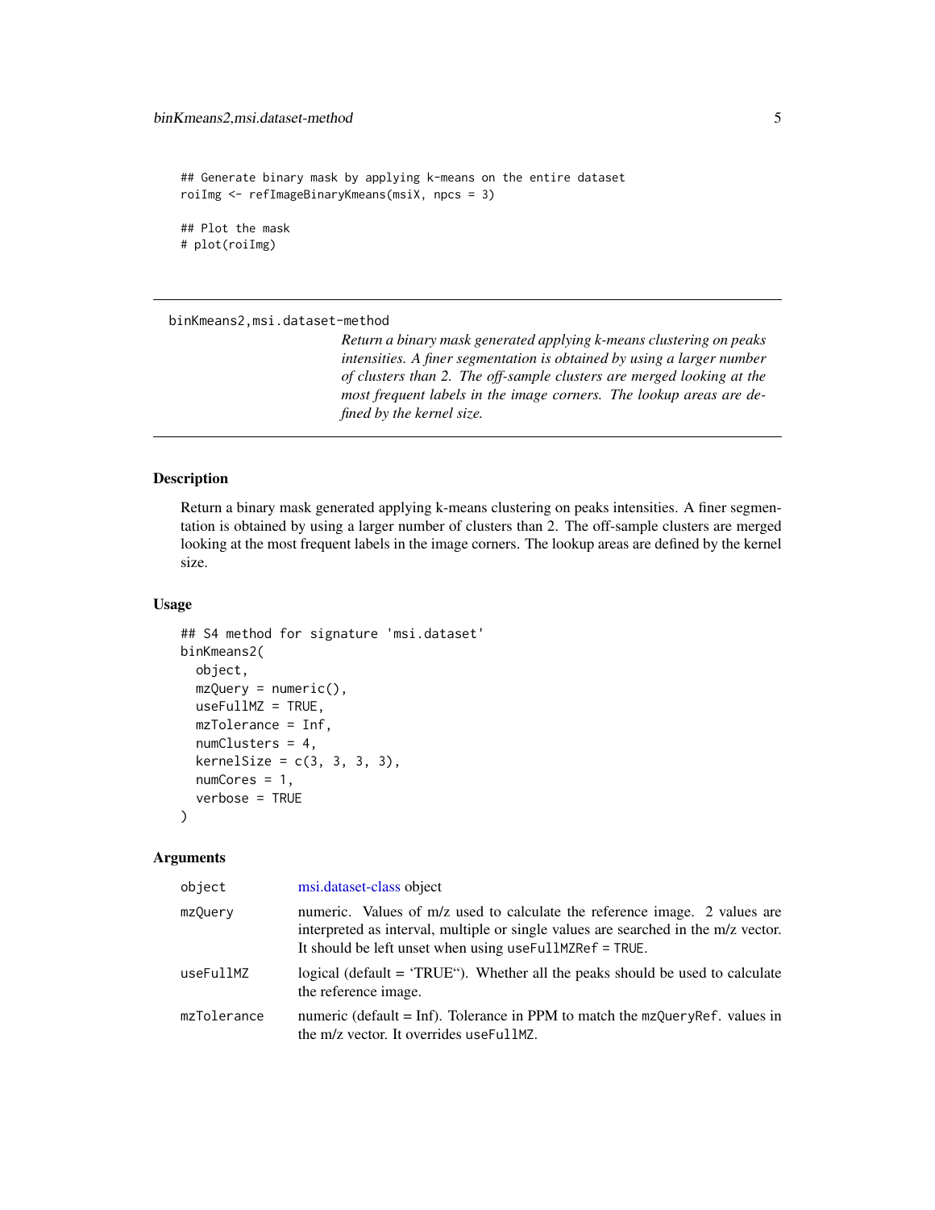```
## Generate binary mask by applying k-means on the entire dataset
roiImg <- refImageBinaryKmeans(msiX, npcs = 3)

## Plot the mask
# plot(roiImg)
```

---

binKmeans2,msi.dataset-method

*Return a binary mask generated applying k-means clustering on peaks intensities. A finer segmentation is obtained by using a larger number of clusters than 2. The off-sample clusters are merged looking at the most frequent labels in the image corners. The lookup areas are defined by the kernel size.*

---

## Description

Return a binary mask generated applying k-means clustering on peaks intensities. A finer segmentation is obtained by using a larger number of clusters than 2. The off-sample clusters are merged looking at the most frequent labels in the image corners. The lookup areas are defined by the kernel size.

## Usage

```
## S4 method for signature 'msi.dataset'
binKmeans2(
  object,
  mzQuery = numeric(),
  useFullMZ = TRUE,
  mzTolerance = Inf,
  numClusters = 4,
  kernelSize = c(3, 3, 3, 3),
  numCores = 1,
  verbose = TRUE
)
```

## Arguments

| | |
|---|---|
| object | msi.dataset-class object |
| mzQuery | numeric. Values of m/z used to calculate the reference image. 2 values are interpreted as interval, multiple or single values are searched in the m/z vector. It should be left unset when using `useFullMZRef = TRUE`. |
| useFullMZ | logical (default = 'TRUE"). Whether all the peaks should be used to calculate the reference image. |
| mzTolerance | numeric (default = Inf). Tolerance in PPM to match the `mzQueryRef`. values in the m/z vector. It overrides `useFullMZ`. |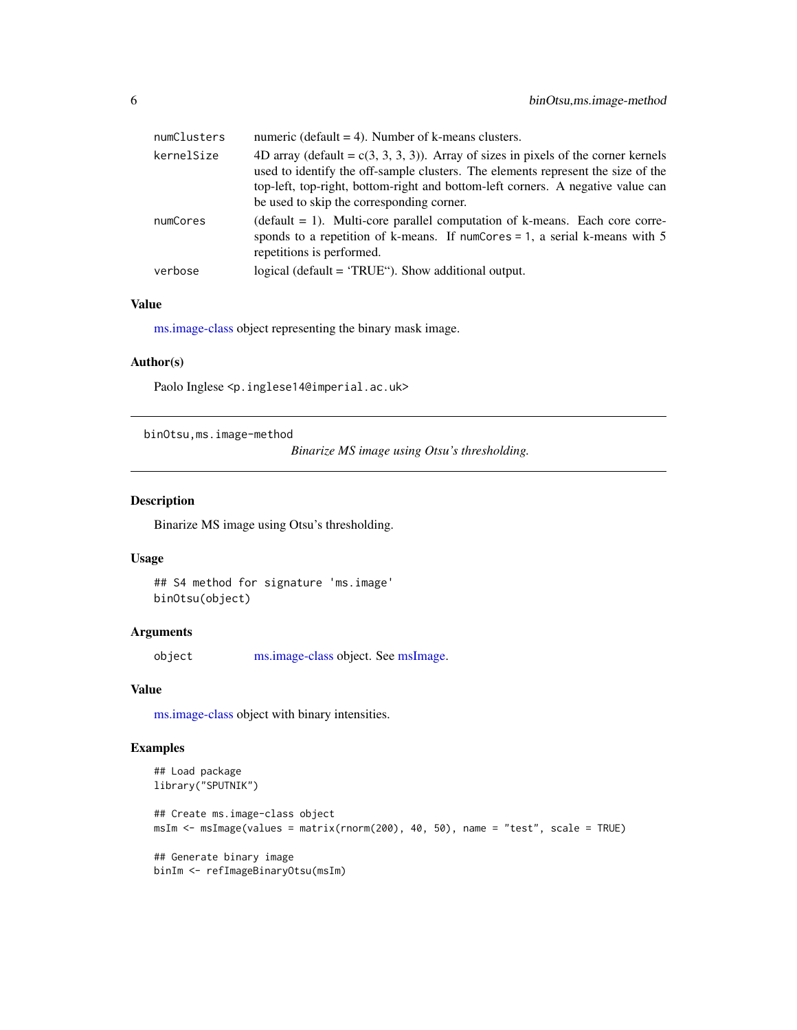| | |
|---|---|
| numClusters | numeric (default = 4). Number of k-means clusters. |
| kernelSize | 4D array (default = c(3, 3, 3, 3)). Array of sizes in pixels of the corner kernels used to identify the off-sample clusters. The elements represent the size of the top-left, top-right, bottom-right and bottom-left corners. A negative value can be used to skip the corresponding corner. |
| numCores | (default = 1). Multi-core parallel computation of k-means. Each core corresponds to a repetition of k-means. If `numCores = 1`, a serial k-means with 5 repetitions is performed. |
| verbose | logical (default = 'TRUE"). Show additional output. |

### Value

ms.image-class object representing the binary mask image.

### Author(s)

Paolo Inglese <p.inglese14@imperial.ac.uk>

---

## binOtsu,ms.image-method

*Binarize MS image using Otsu's thresholding.*

---

### Description

Binarize MS image using Otsu's thresholding.

### Usage

```
## S4 method for signature 'ms.image'
binOtsu(object)
```

### Arguments

| | |
|---|---|
| object | ms.image-class object. See msImage. |

### Value

ms.image-class object with binary intensities.

### Examples

```
## Load package
library("SPUTNIK")

## Create ms.image-class object
msIm <- msImage(values = matrix(rnorm(200), 40, 50), name = "test", scale = TRUE)

## Generate binary image
binIm <- refImageBinaryOtsu(msIm)
```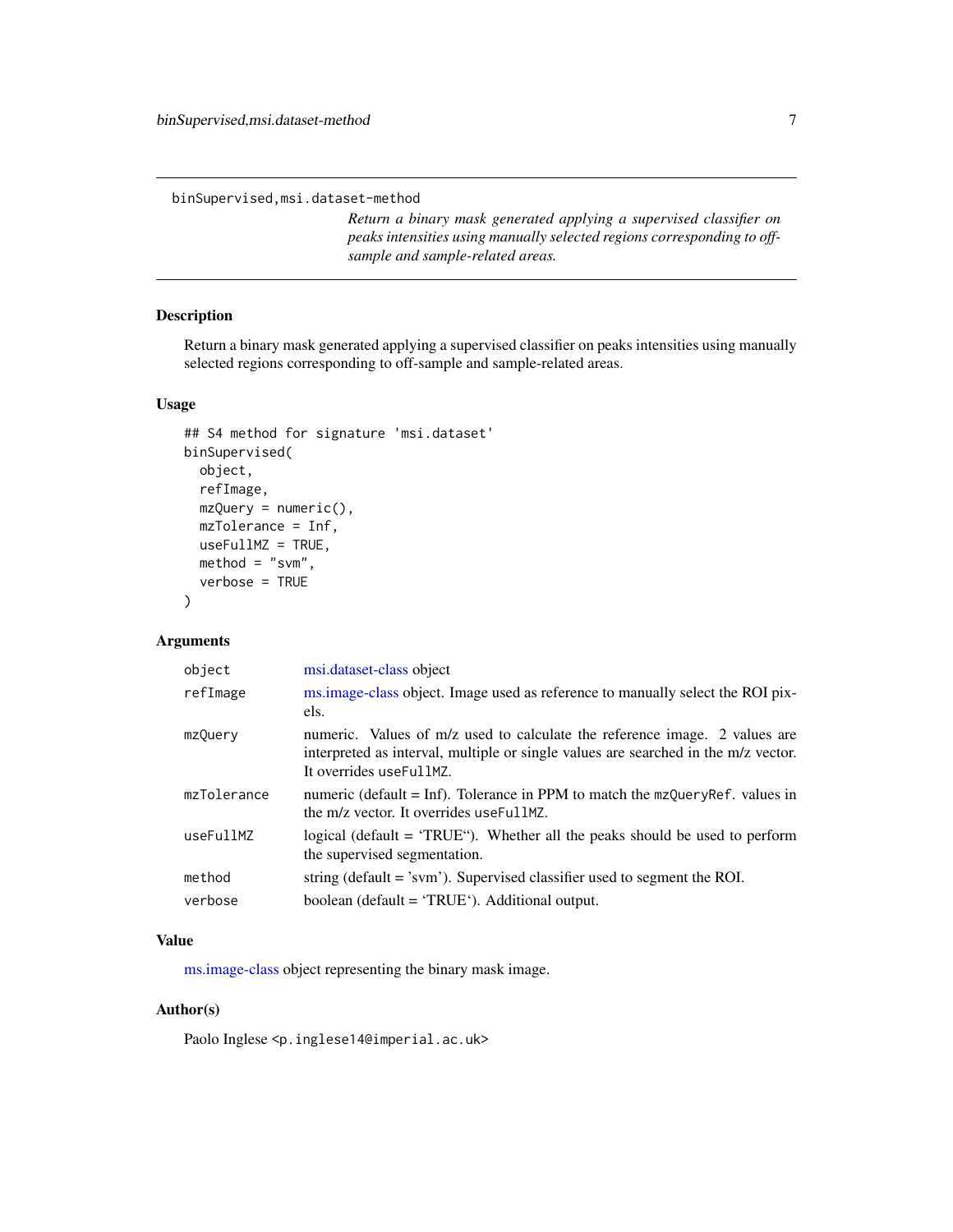binSupervised,msi.dataset-method

*Return a binary mask generated applying a supervised classifier on peaks intensities using manually selected regions corresponding to off-sample and sample-related areas.*

### Description

Return a binary mask generated applying a supervised classifier on peaks intensities using manually selected regions corresponding to off-sample and sample-related areas.

### Usage

```
## S4 method for signature 'msi.dataset'
binSupervised(
  object,
  refImage,
  mzQuery = numeric(),
  mzTolerance = Inf,
  useFullMZ = TRUE,
  method = "svm",
  verbose = TRUE
)
```

### Arguments

| | |
|---|---|
| `object` | msi.dataset-class object |
| `refImage` | ms.image-class object. Image used as reference to manually select the ROI pixels. |
| `mzQuery` | numeric. Values of m/z used to calculate the reference image. 2 values are interpreted as interval, multiple or single values are searched in the m/z vector. It overrides `useFullMZ`. |
| `mzTolerance` | numeric (default = Inf). Tolerance in PPM to match the `mzQueryRef`. values in the m/z vector. It overrides `useFullMZ`. |
| `useFullMZ` | logical (default = 'TRUE''). Whether all the peaks should be used to perform the supervised segmentation. |
| `method` | string (default = 'svm'). Supervised classifier used to segment the ROI. |
| `verbose` | boolean (default = 'TRUE'). Additional output. |

### Value

ms.image-class object representing the binary mask image.

### Author(s)

Paolo Inglese <p.inglese14@imperial.ac.uk>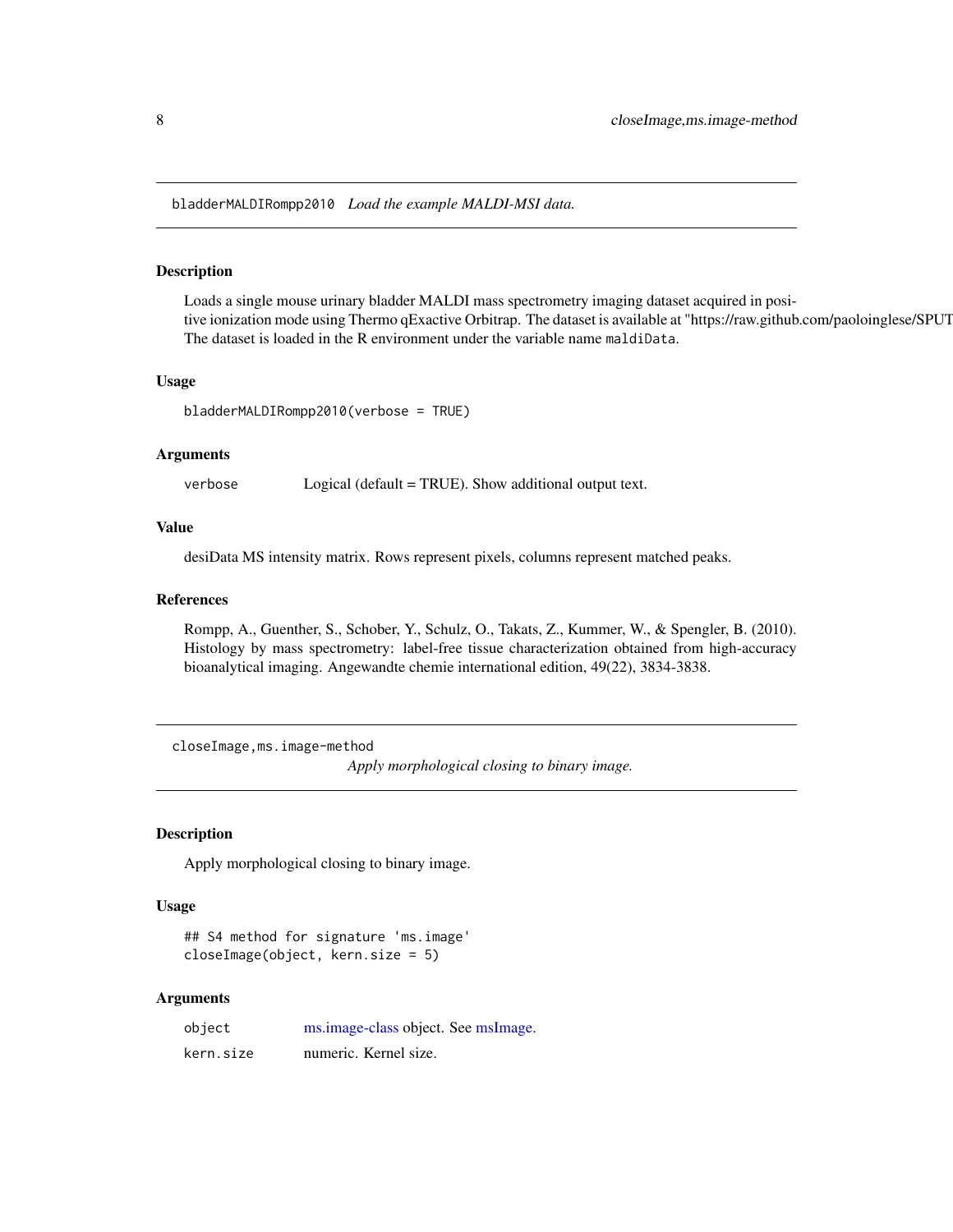## bladderMALDIRompp2010 *Load the example MALDI-MSI data.*

### Description

Loads a single mouse urinary bladder MALDI mass spectrometry imaging dataset acquired in positive ionization mode using Thermo qExactive Orbitrap. The dataset is available at "https://raw.github.com/paoloinglese/SPUT The dataset is loaded in the R environment under the variable name `maldiData`.

### Usage

```
bladderMALDIRompp2010(verbose = TRUE)
```

### Arguments

| | |
|---|---|
| verbose | Logical (default = TRUE). Show additional output text. |

### Value

desiData MS intensity matrix. Rows represent pixels, columns represent matched peaks.

### References

Rompp, A., Guenther, S., Schober, Y., Schulz, O., Takats, Z., Kummer, W., & Spengler, B. (2010). Histology by mass spectrometry: label-free tissue characterization obtained from high-accuracy bioanalytical imaging. Angewandte chemie international edition, 49(22), 3834-3838.

## closeImage,ms.image-method *Apply morphological closing to binary image.*

### Description

Apply morphological closing to binary image.

### Usage

```
## S4 method for signature 'ms.image'
closeImage(object, kern.size = 5)
```

### Arguments

| | |
|---|---|
| object | ms.image-class object. See msImage. |
| kern.size | numeric. Kernel size. |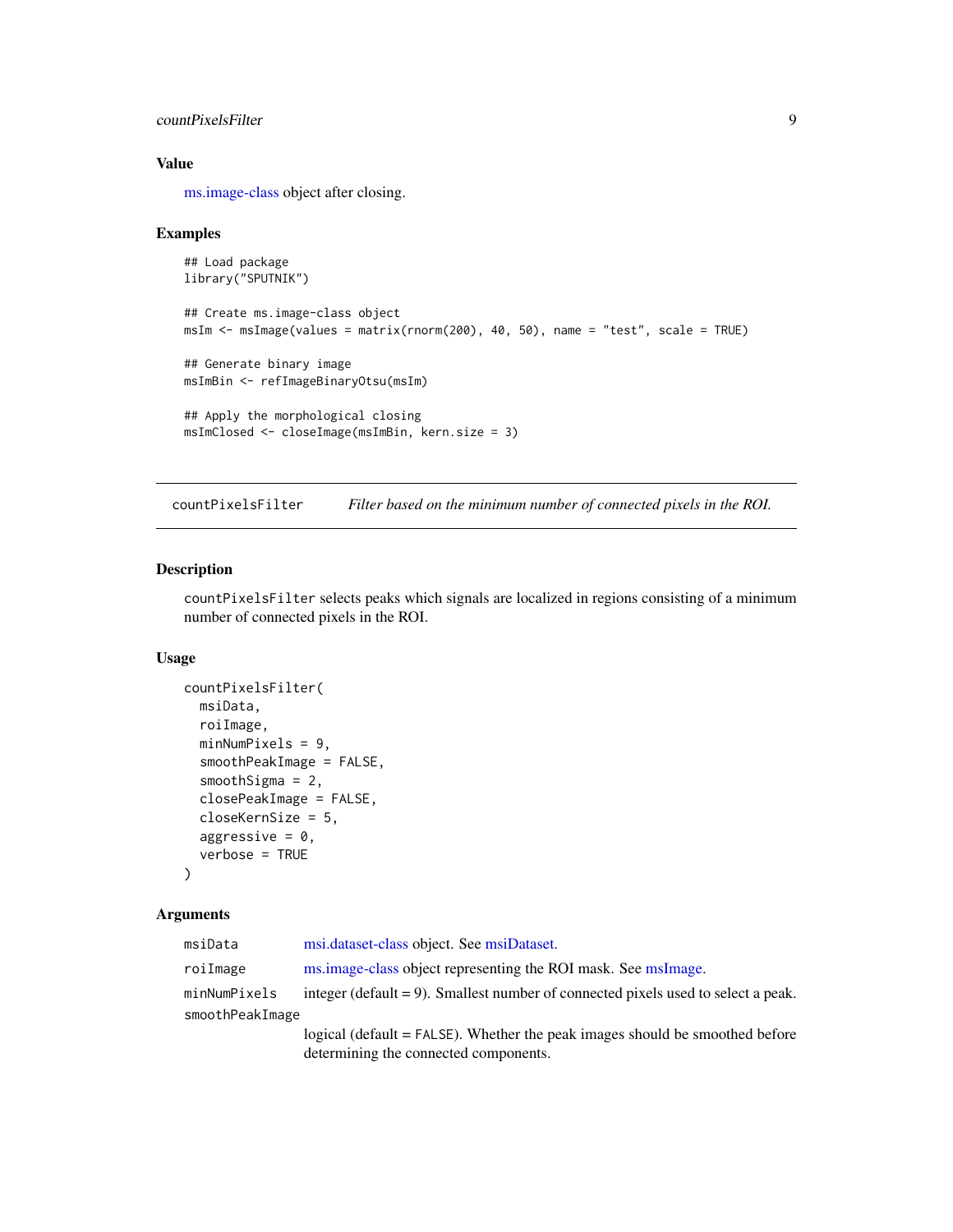### Value

ms.image-class object after closing.

### Examples

```
## Load package
library("SPUTNIK")

## Create ms.image-class object
msIm <- msImage(values = matrix(rnorm(200), 40, 50), name = "test", scale = TRUE)

## Generate binary image
msImBin <- refImageBinaryOtsu(msIm)

## Apply the morphological closing
msImClosed <- closeImage(msImBin, kern.size = 3)
```

---

## countPixelsFilter — *Filter based on the minimum number of connected pixels in the ROI.*

---

### Description

countPixelsFilter selects peaks which signals are localized in regions consisting of a minimum number of connected pixels in the ROI.

### Usage

```
countPixelsFilter(
  msiData,
  roiImage,
  minNumPixels = 9,
  smoothPeakImage = FALSE,
  smoothSigma = 2,
  closePeakImage = FALSE,
  closeKernSize = 5,
  aggressive = 0,
  verbose = TRUE
)
```

### Arguments

| Argument | Description |
|---|---|
| msiData | msi.dataset-class object. See msiDataset. |
| roiImage | ms.image-class object representing the ROI mask. See msImage. |
| minNumPixels | integer (default = 9). Smallest number of connected pixels used to select a peak. |
| smoothPeakImage | logical (default = FALSE). Whether the peak images should be smoothed before determining the connected components. |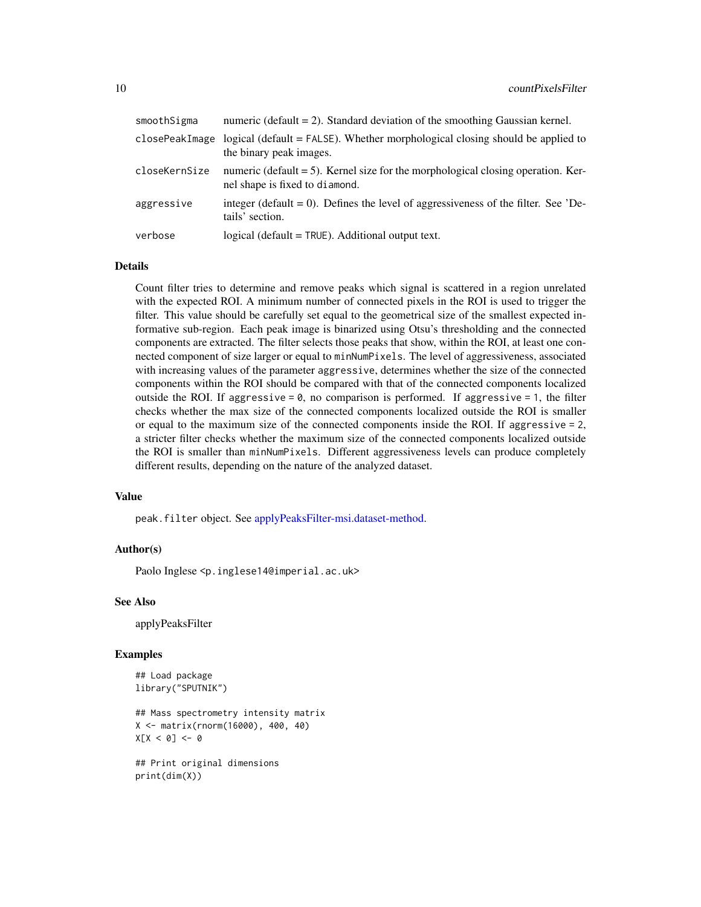| | |
|---|---|
| smoothSigma | numeric (default = 2). Standard deviation of the smoothing Gaussian kernel. |
| closePeakImage | logical (default = FALSE). Whether morphological closing should be applied to the binary peak images. |
| closeKernSize | numeric (default = 5). Kernel size for the morphological closing operation. Kernel shape is fixed to diamond. |
| aggressive | integer (default = 0). Defines the level of aggressiveness of the filter. See 'Details' section. |
| verbose | logical (default = TRUE). Additional output text. |

## Details

Count filter tries to determine and remove peaks which signal is scattered in a region unrelated with the expected ROI. A minimum number of connected pixels in the ROI is used to trigger the filter. This value should be carefully set equal to the geometrical size of the smallest expected informative sub-region. Each peak image is binarized using Otsu's thresholding and the connected components are extracted. The filter selects those peaks that show, within the ROI, at least one connected component of size larger or equal to minNumPixels. The level of aggressiveness, associated with increasing values of the parameter aggressive, determines whether the size of the connected components within the ROI should be compared with that of the connected components localized outside the ROI. If aggressive = 0, no comparison is performed. If aggressive = 1, the filter checks whether the max size of the connected components localized outside the ROI is smaller or equal to the maximum size of the connected components inside the ROI. If aggressive = 2, a stricter filter checks whether the maximum size of the connected components localized outside the ROI is smaller than minNumPixels. Different aggressiveness levels can produce completely different results, depending on the nature of the analyzed dataset.

## Value

peak.filter object. See applyPeaksFilter-msi.dataset-method.

## Author(s)

Paolo Inglese <p.inglese14@imperial.ac.uk>

## See Also

applyPeaksFilter

## Examples

```
## Load package
library("SPUTNIK")

## Mass spectrometry intensity matrix
X <- matrix(rnorm(16000), 400, 40)
X[X < 0] <- 0

## Print original dimensions
print(dim(X))
```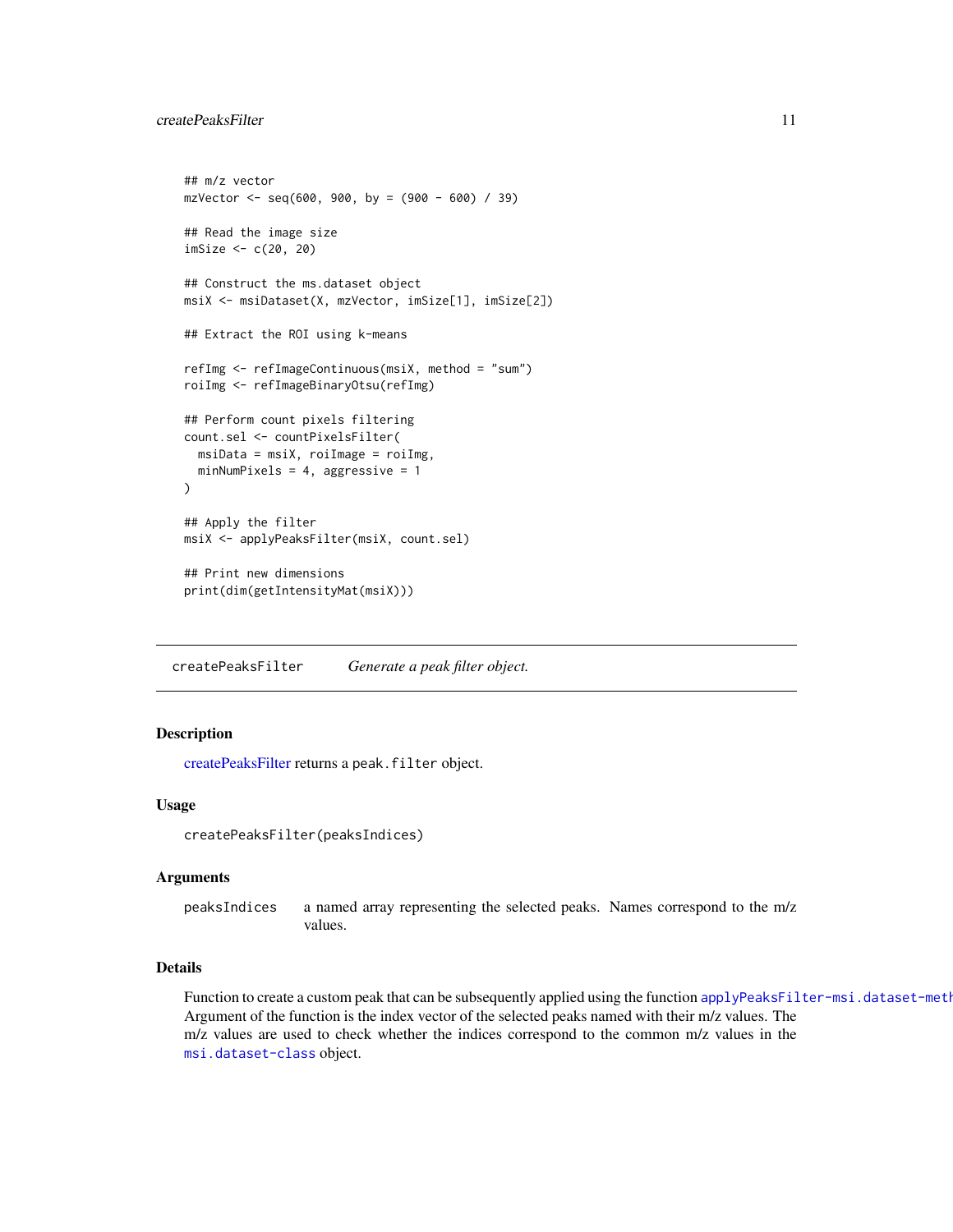```
## m/z vector
mzVector <- seq(600, 900, by = (900 - 600) / 39)

## Read the image size
imSize <- c(20, 20)

## Construct the ms.dataset object
msiX <- msiDataset(X, mzVector, imSize[1], imSize[2])

## Extract the ROI using k-means

refImg <- refImageContinuous(msiX, method = "sum")
roiImg <- refImageBinaryOtsu(refImg)

## Perform count pixels filtering
count.sel <- countPixelsFilter(
  msiData = msiX, roiImage = roiImg,
  minNumPixels = 4, aggressive = 1
)

## Apply the filter
msiX <- applyPeaksFilter(msiX, count.sel)

## Print new dimensions
print(dim(getIntensityMat(msiX)))
```

---

## createPeaksFilter    *Generate a peak filter object.*

---

### Description

createPeaksFilter returns a `peak.filter` object.

### Usage

```
createPeaksFilter(peaksIndices)
```

### Arguments

| | |
|---|---|
| `peaksIndices` | a named array representing the selected peaks. Names correspond to the m/z values. |

### Details

Function to create a custom peak that can be subsequently applied using the function `applyPeaksFilter-msi.dataset-meth` Argument of the function is the index vector of the selected peaks named with their m/z values. The m/z values are used to check whether the indices correspond to the common m/z values in the `msi.dataset-class` object.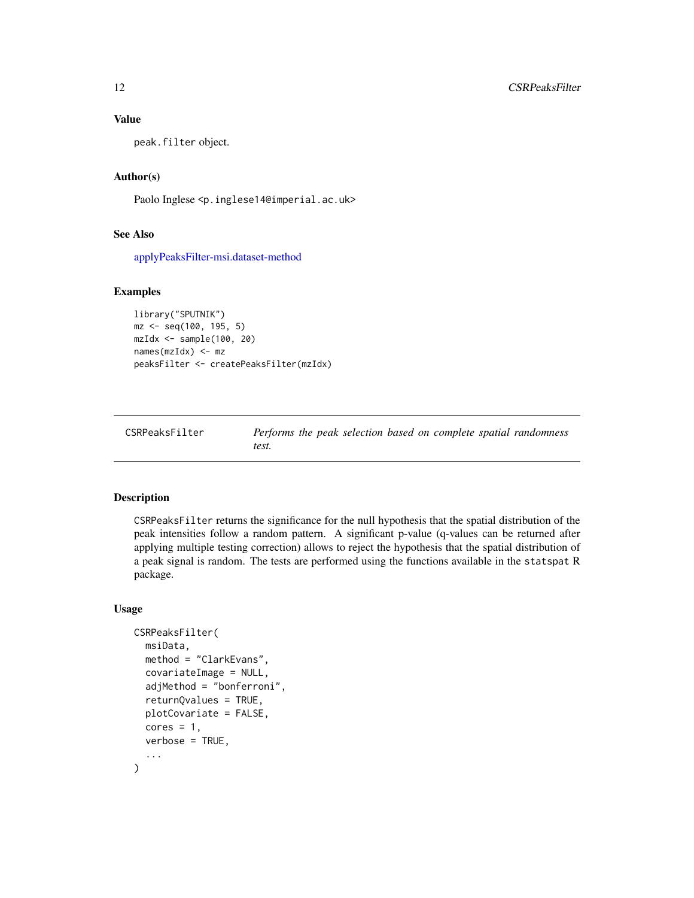## Value

peak.filter object.

## Author(s)

Paolo Inglese <p.inglese14@imperial.ac.uk>

## See Also

applyPeaksFilter-msi.dataset-method

## Examples

```
library("SPUTNIK")
mz <- seq(100, 195, 5)
mzIdx <- sample(100, 20)
names(mzIdx) <- mz
peaksFilter <- createPeaksFilter(mzIdx)
```

---

# CSRPeaksFilter — *Performs the peak selection based on complete spatial randomness test.*

---

## Description

CSRPeaksFilter returns the significance for the null hypothesis that the spatial distribution of the peak intensities follow a random pattern. A significant p-value (q-values can be returned after applying multiple testing correction) allows to reject the hypothesis that the spatial distribution of a peak signal is random. The tests are performed using the functions available in the statspat R package.

## Usage

```
CSRPeaksFilter(
  msiData,
  method = "ClarkEvans",
  covariateImage = NULL,
  adjMethod = "bonferroni",
  returnQvalues = TRUE,
  plotCovariate = FALSE,
  cores = 1,
  verbose = TRUE,
  ...
)
```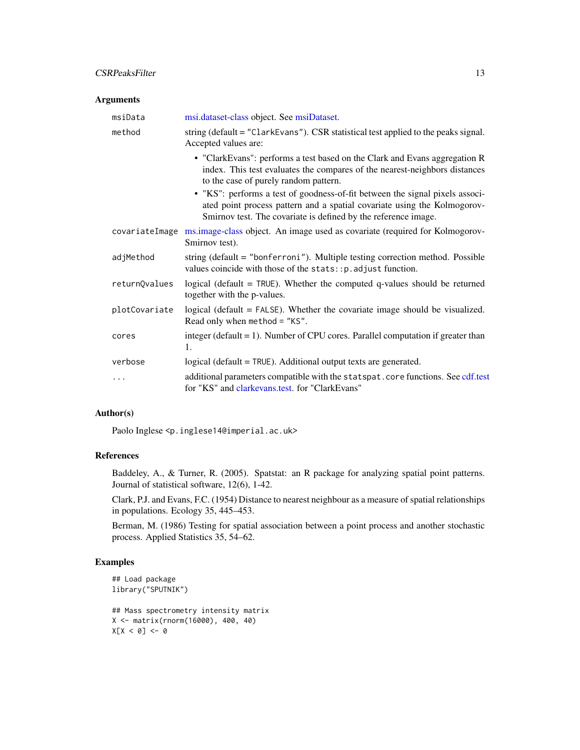## Arguments

| | |
|---|---|
| `msiData` | msi.dataset-class object. See msiDataset. |
| `method` | string (default = `"ClarkEvans"`). CSR statistical test applied to the peaks signal. Accepted values are:<br>• "ClarkEvans": performs a test based on the Clark and Evans aggregation R index. This test evaluates the compares of the nearest-neighbors distances to the case of purely random pattern.<br>• "KS": performs a test of goodness-of-fit between the signal pixels associated point process pattern and a spatial covariate using the Kolmogorov-Smirnov test. The covariate is defined by the reference image. |
| `covariateImage` | ms.image-class object. An image used as covariate (required for Kolmogorov-Smirnov test). |
| `adjMethod` | string (default = `"bonferroni"`). Multiple testing correction method. Possible values coincide with those of the `stats::p.adjust` function. |
| `returnQvalues` | logical (default = `TRUE`). Whether the computed q-values should be returned together with the p-values. |
| `plotCovariate` | logical (default = `FALSE`). Whether the covariate image should be visualized. Read only when `method` = `"KS"`. |
| `cores` | integer (default = 1). Number of CPU cores. Parallel computation if greater than 1. |
| `verbose` | logical (default = `TRUE`). Additional output texts are generated. |
| `...` | additional parameters compatible with the `statspat.core` functions. See cdf.test for "KS" and clarkevans.test. for "ClarkEvans" |

## Author(s)

Paolo Inglese <p.inglese14@imperial.ac.uk>

## References

Baddeley, A., & Turner, R. (2005). Spatstat: an R package for analyzing spatial point patterns. Journal of statistical software, 12(6), 1-42.

Clark, P.J. and Evans, F.C. (1954) Distance to nearest neighbour as a measure of spatial relationships in populations. Ecology 35, 445–453.

Berman, M. (1986) Testing for spatial association between a point process and another stochastic process. Applied Statistics 35, 54–62.

## Examples

```
## Load package
library("SPUTNIK")

## Mass spectrometry intensity matrix
X <- matrix(rnorm(16000), 400, 40)
X[X < 0] <- 0
```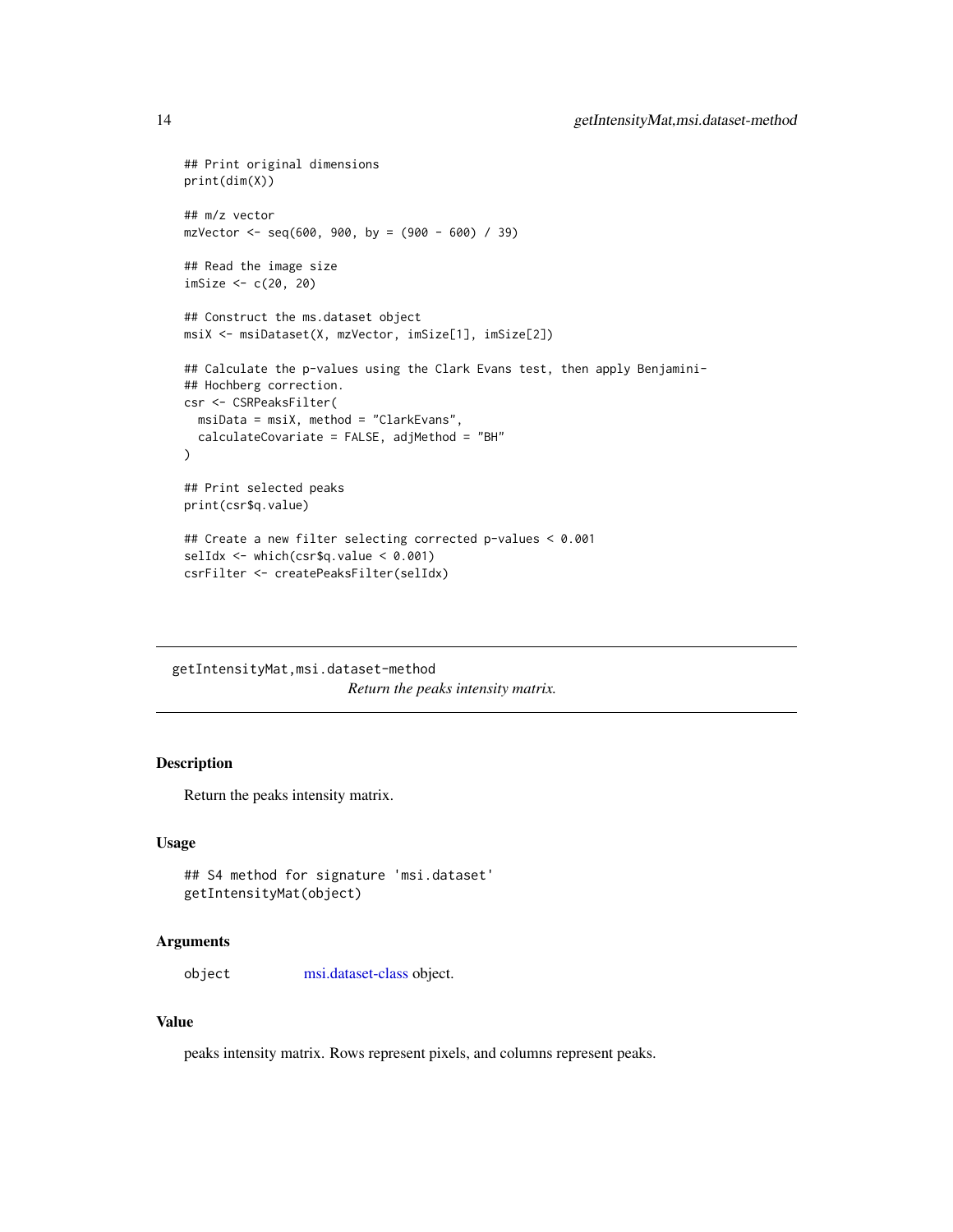```
## Print original dimensions
print(dim(X))

## m/z vector
mzVector <- seq(600, 900, by = (900 - 600) / 39)

## Read the image size
imSize <- c(20, 20)

## Construct the ms.dataset object
msiX <- msiDataset(X, mzVector, imSize[1], imSize[2])

## Calculate the p-values using the Clark Evans test, then apply Benjamini-
## Hochberg correction.
csr <- CSRPeaksFilter(
  msiData = msiX, method = "ClarkEvans",
  calculateCovariate = FALSE, adjMethod = "BH"
)

## Print selected peaks
print(csr$q.value)

## Create a new filter selecting corrected p-values < 0.001
selIdx <- which(csr$q.value < 0.001)
csrFilter <- createPeaksFilter(selIdx)
```

## getIntensityMat,msi.dataset-method

*Return the peaks intensity matrix.*

### Description

Return the peaks intensity matrix.

### Usage

```
## S4 method for signature 'msi.dataset'
getIntensityMat(object)
```

### Arguments

| | |
|---|---|
| `object` | msi.dataset-class object. |

### Value

peaks intensity matrix. Rows represent pixels, and columns represent peaks.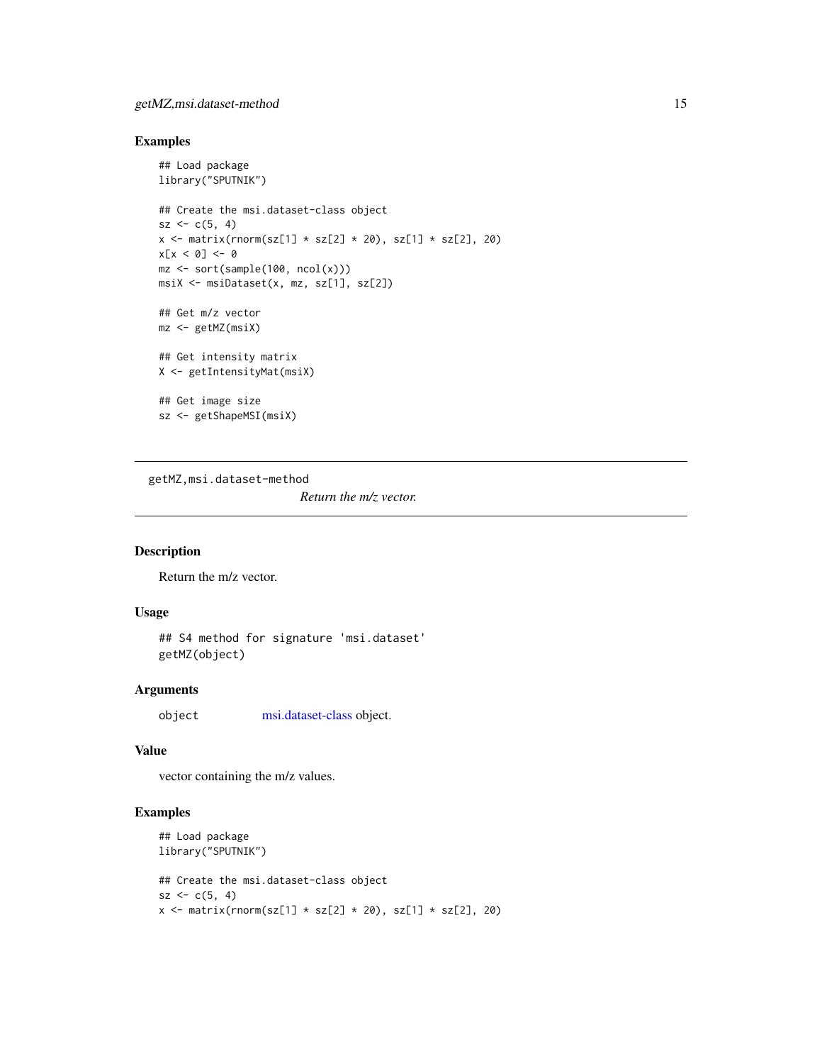### Examples

```
## Load package
library("SPUTNIK")

## Create the msi.dataset-class object
sz <- c(5, 4)
x <- matrix(rnorm(sz[1] * sz[2] * 20), sz[1] * sz[2], 20)
x[x < 0] <- 0
mz <- sort(sample(100, ncol(x)))
msiX <- msiDataset(x, mz, sz[1], sz[2])

## Get m/z vector
mz <- getMZ(msiX)

## Get intensity matrix
X <- getIntensityMat(msiX)

## Get image size
sz <- getShapeMSI(msiX)
```

---

## getMZ,msi.dataset-method

*Return the m/z vector.*

### Description

Return the m/z vector.

### Usage

```
## S4 method for signature 'msi.dataset'
getMZ(object)
```

### Arguments

| | |
|---|---|
| object | msi.dataset-class object. |

### Value

vector containing the m/z values.

### Examples

```
## Load package
library("SPUTNIK")

## Create the msi.dataset-class object
sz <- c(5, 4)
x <- matrix(rnorm(sz[1] * sz[2] * 20), sz[1] * sz[2], 20)
```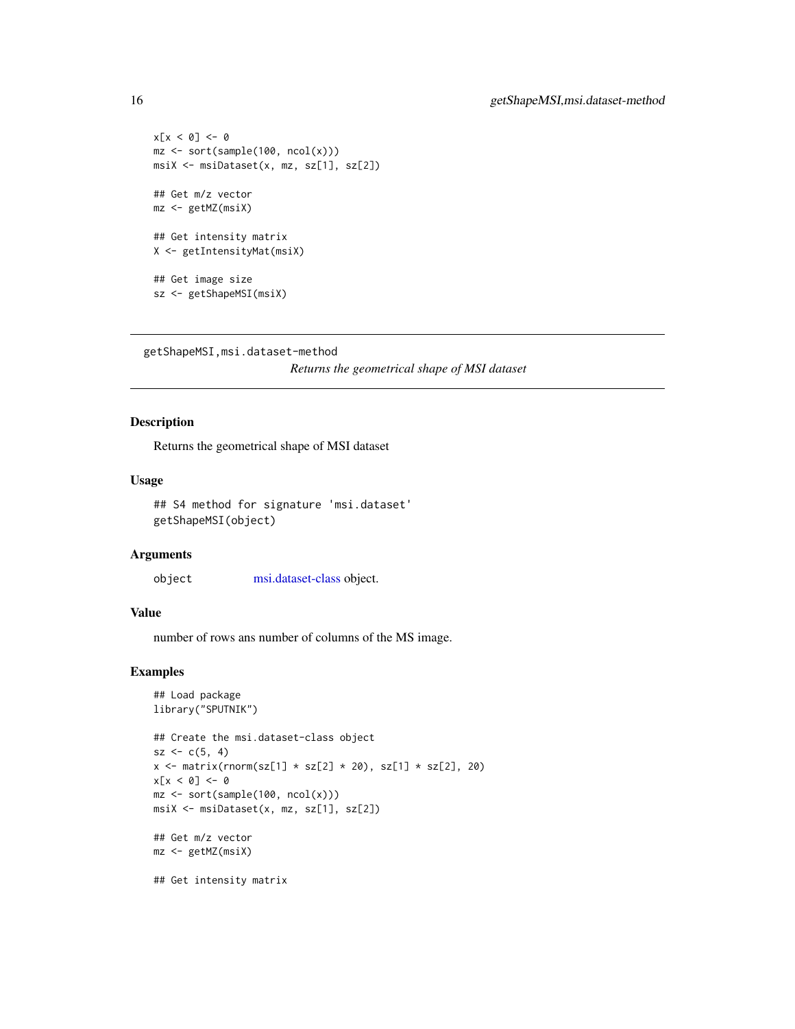```
x[x < 0] <- 0
mz <- sort(sample(100, ncol(x)))
msiX <- msiDataset(x, mz, sz[1], sz[2])

## Get m/z vector
mz <- getMZ(msiX)

## Get intensity matrix
X <- getIntensityMat(msiX)

## Get image size
sz <- getShapeMSI(msiX)
```

---

## getShapeMSI,msi.dataset-method

*Returns the geometrical shape of MSI dataset*

### Description

Returns the geometrical shape of MSI dataset

### Usage

```
## S4 method for signature 'msi.dataset'
getShapeMSI(object)
```

### Arguments

| | |
|---|---|
| object | msi.dataset-class object. |

### Value

number of rows ans number of columns of the MS image.

### Examples

```
## Load package
library("SPUTNIK")

## Create the msi.dataset-class object
sz <- c(5, 4)
x <- matrix(rnorm(sz[1] * sz[2] * 20), sz[1] * sz[2], 20)
x[x < 0] <- 0
mz <- sort(sample(100, ncol(x)))
msiX <- msiDataset(x, mz, sz[1], sz[2])

## Get m/z vector
mz <- getMZ(msiX)

## Get intensity matrix
```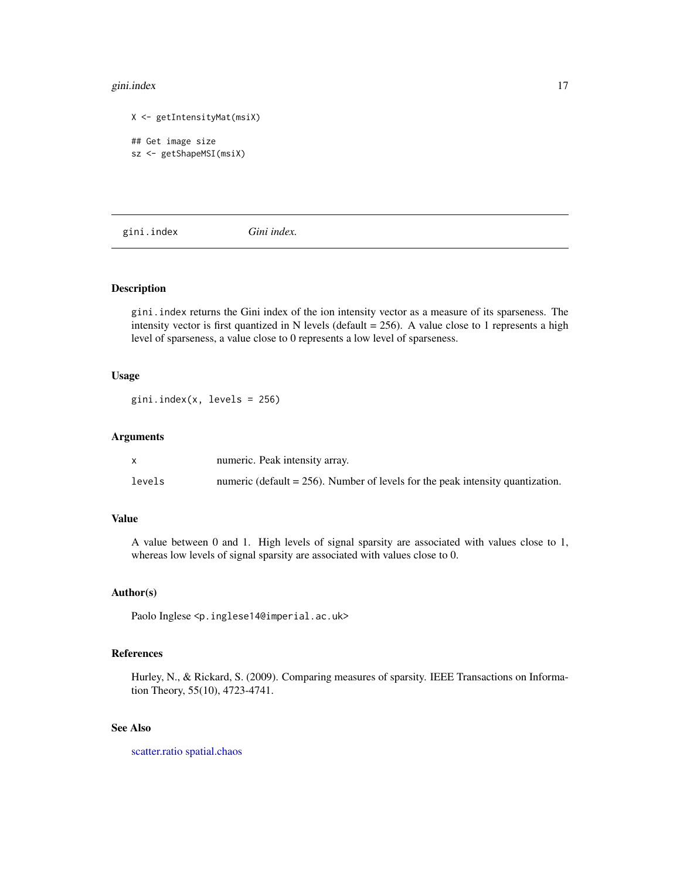```
X <- getIntensityMat(msiX)

## Get image size
sz <- getShapeMSI(msiX)
```

---

## gini.index *Gini index.*

---

### Description

gini.index returns the Gini index of the ion intensity vector as a measure of its sparseness. The intensity vector is first quantized in N levels (default = 256). A value close to 1 represents a high level of sparseness, a value close to 0 represents a low level of sparseness.

### Usage

```
gini.index(x, levels = 256)
```

### Arguments

| | |
|---|---|
| x | numeric. Peak intensity array. |
| levels | numeric (default = 256). Number of levels for the peak intensity quantization. |

### Value

A value between 0 and 1. High levels of signal sparsity are associated with values close to 1, whereas low levels of signal sparsity are associated with values close to 0.

### Author(s)

Paolo Inglese <p.inglese14@imperial.ac.uk>

### References

Hurley, N., & Rickard, S. (2009). Comparing measures of sparsity. IEEE Transactions on Information Theory, 55(10), 4723-4741.

### See Also

scatter.ratio spatial.chaos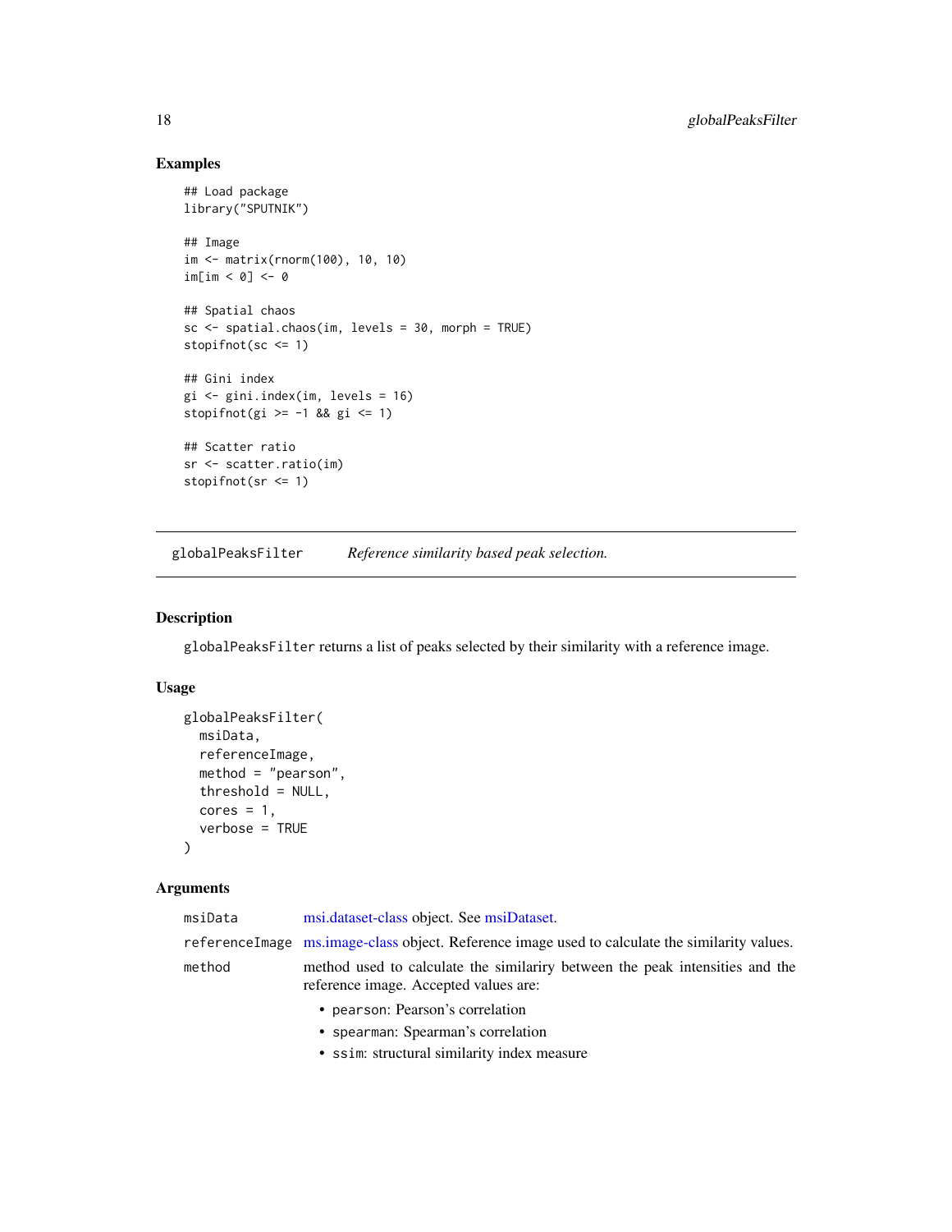### Examples

```
## Load package
library("SPUTNIK")

## Image
im <- matrix(rnorm(100), 10, 10)
im[im < 0] <- 0

## Spatial chaos
sc <- spatial.chaos(im, levels = 30, morph = TRUE)
stopifnot(sc <= 1)

## Gini index
gi <- gini.index(im, levels = 16)
stopifnot(gi >= -1 && gi <= 1)

## Scatter ratio
sr <- scatter.ratio(im)
stopifnot(sr <= 1)
```

---

## globalPeaksFilter — *Reference similarity based peak selection.*

### Description

`globalPeaksFilter` returns a list of peaks selected by their similarity with a reference image.

### Usage

```
globalPeaksFilter(
  msiData,
  referenceImage,
  method = "pearson",
  threshold = NULL,
  cores = 1,
  verbose = TRUE
)
```

### Arguments

| | |
|---|---|
| `msiData` | msi.dataset-class object. See msiDataset. |
| `referenceImage` | ms.image-class object. Reference image used to calculate the similarity values. |
| `method` | method used to calculate the similariry between the peak intensities and the reference image. Accepted values are:<br>• `pearson`: Pearson's correlation<br>• `spearman`: Spearman's correlation<br>• `ssim`: structural similarity index measure |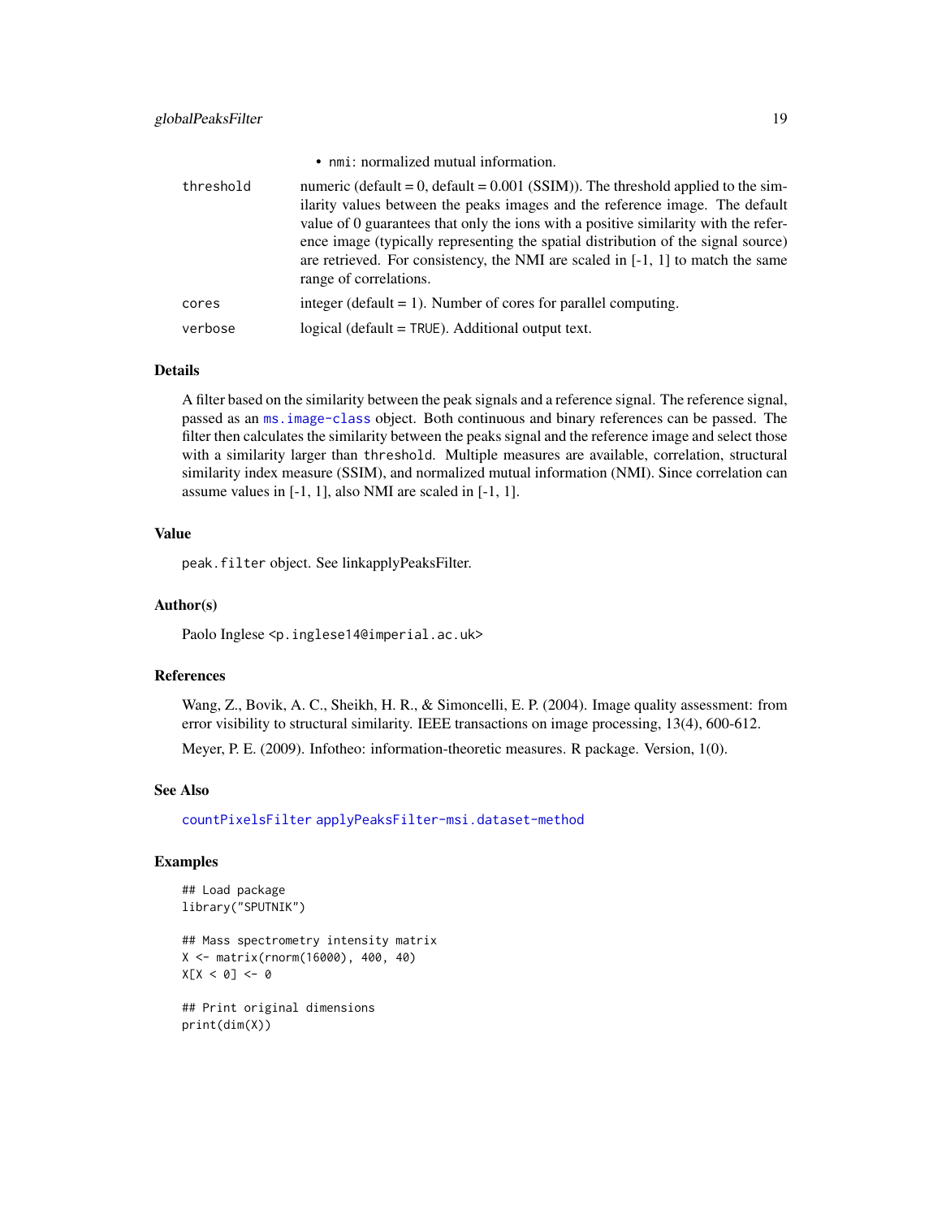- `nmi`: normalized mutual information.

| | |
|---|---|
| `threshold` | numeric (default = 0, default = 0.001 (SSIM)). The threshold applied to the similarity values between the peaks images and the reference image. The default value of 0 guarantees that only the ions with a positive similarity with the reference image (typically representing the spatial distribution of the signal source) are retrieved. For consistency, the NMI are scaled in [-1, 1] to match the same range of correlations. |
| `cores` | integer (default = 1). Number of cores for parallel computing. |
| `verbose` | logical (default = `TRUE`). Additional output text. |

## Details

A filter based on the similarity between the peak signals and a reference signal. The reference signal, passed as an `ms.image-class` object. Both continuous and binary references can be passed. The filter then calculates the similarity between the peaks signal and the reference image and select those with a similarity larger than `threshold`. Multiple measures are available, correlation, structural similarity index measure (SSIM), and normalized mutual information (NMI). Since correlation can assume values in [-1, 1], also NMI are scaled in [-1, 1].

## Value

`peak.filter` object. See linkapplyPeaksFilter.

## Author(s)

Paolo Inglese <p.inglese14@imperial.ac.uk>

## References

Wang, Z., Bovik, A. C., Sheikh, H. R., & Simoncelli, E. P. (2004). Image quality assessment: from error visibility to structural similarity. IEEE transactions on image processing, 13(4), 600-612.

Meyer, P. E. (2009). Infotheo: information-theoretic measures. R package. Version, 1(0).

## See Also

`countPixelsFilter` `applyPeaksFilter-msi.dataset-method`

## Examples

```
## Load package
library("SPUTNIK")

## Mass spectrometry intensity matrix
X <- matrix(rnorm(16000), 400, 40)
X[X < 0] <- 0

## Print original dimensions
print(dim(X))
```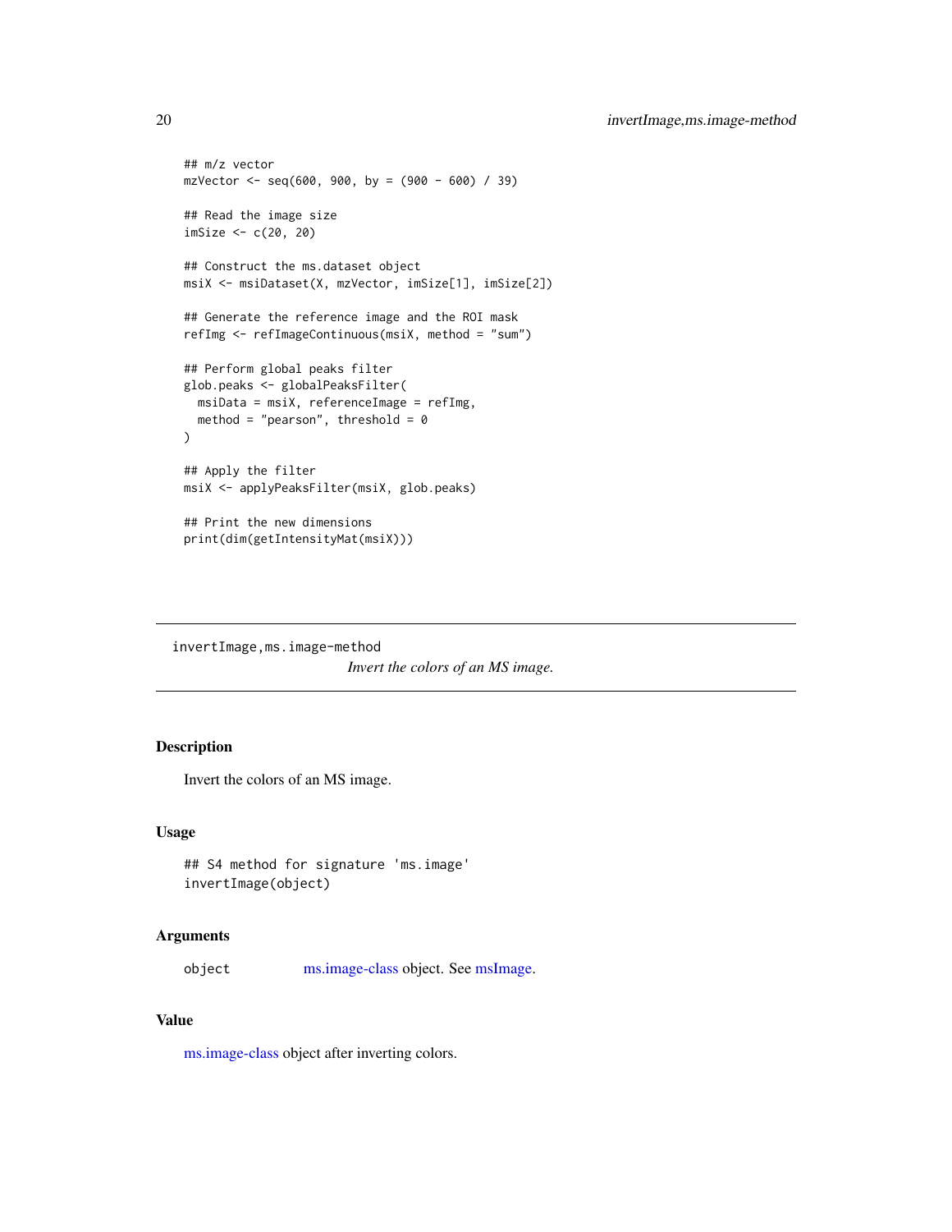```
## m/z vector
mzVector <- seq(600, 900, by = (900 - 600) / 39)

## Read the image size
imSize <- c(20, 20)

## Construct the ms.dataset object
msiX <- msiDataset(X, mzVector, imSize[1], imSize[2])

## Generate the reference image and the ROI mask
refImg <- refImageContinuous(msiX, method = "sum")

## Perform global peaks filter
glob.peaks <- globalPeaksFilter(
  msiData = msiX, referenceImage = refImg,
  method = "pearson", threshold = 0
)

## Apply the filter
msiX <- applyPeaksFilter(msiX, glob.peaks)

## Print the new dimensions
print(dim(getIntensityMat(msiX)))
```

## invertImage,ms.image-method

*Invert the colors of an MS image.*

### Description

Invert the colors of an MS image.

### Usage

```
## S4 method for signature 'ms.image'
invertImage(object)
```

### Arguments

| | |
|---|---|
| object | ms.image-class object. See msImage. |

### Value

ms.image-class object after inverting colors.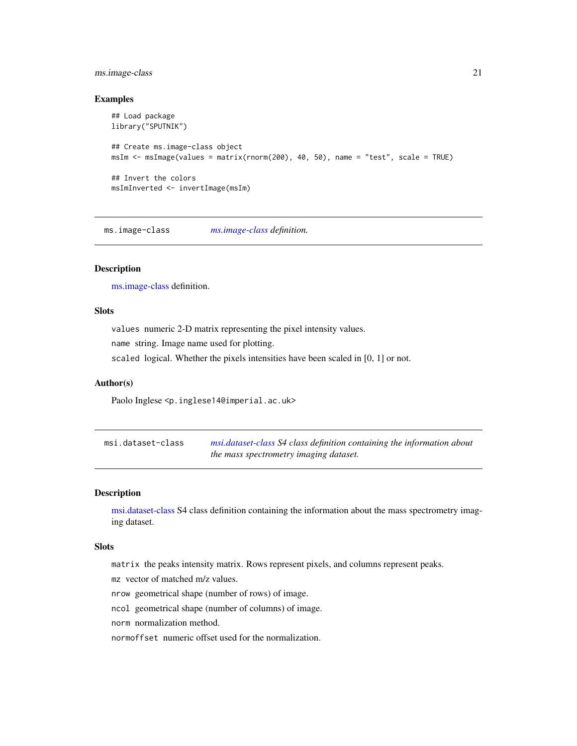### Examples

```
## Load package
library("SPUTNIK")

## Create ms.image-class object
msIm <- msImage(values = matrix(rnorm(200), 40, 50), name = "test", scale = TRUE)

## Invert the colors
msImInverted <- invertImage(msIm)
```

---

## ms.image-class *ms.image-class definition.*

### Description

ms.image-class definition.

### Slots

`values` numeric 2-D matrix representing the pixel intensity values.

`name` string. Image name used for plotting.

`scaled` logical. Whether the pixels intensities have been scaled in [0, 1] or not.

### Author(s)

Paolo Inglese <p.inglese14@imperial.ac.uk>

---

## msi.dataset-class *msi.dataset-class S4 class definition containing the information about the mass spectrometry imaging dataset.*

### Description

msi.dataset-class S4 class definition containing the information about the mass spectrometry imaging dataset.

### Slots

`matrix` the peaks intensity matrix. Rows represent pixels, and columns represent peaks.

`mz` vector of matched m/z values.

`nrow` geometrical shape (number of rows) of image.

`ncol` geometrical shape (number of columns) of image.

`norm` normalization method.

`normoffset` numeric offset used for the normalization.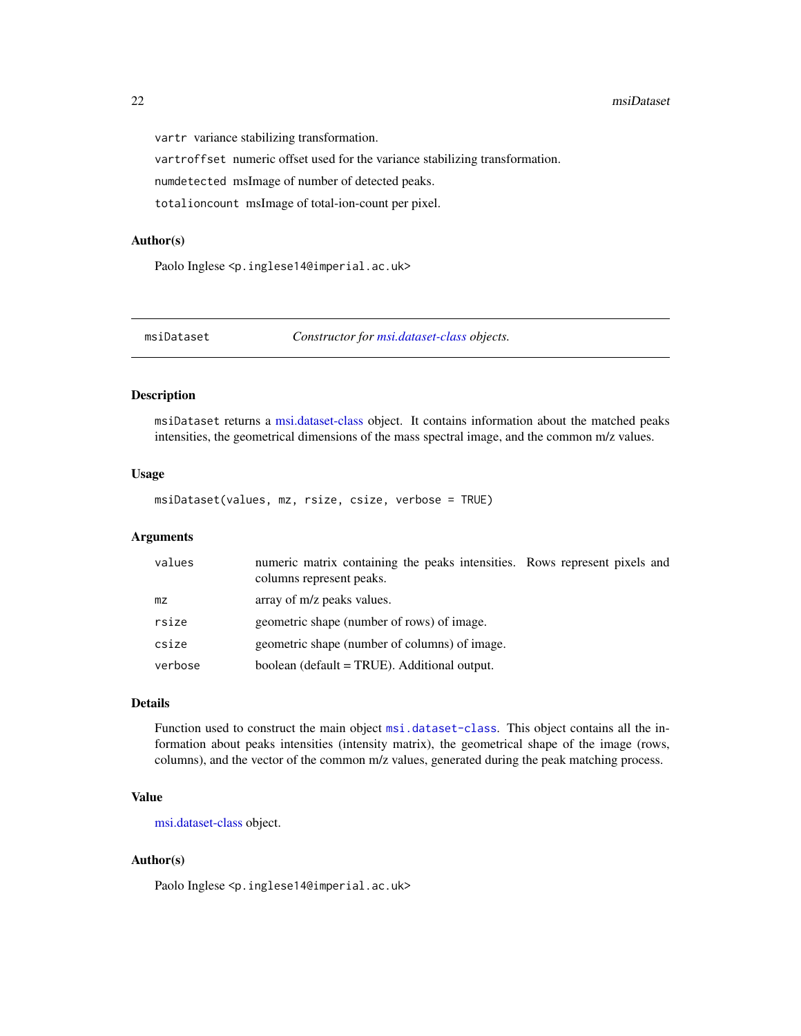`vartr` variance stabilizing transformation.

`vartroffset` numeric offset used for the variance stabilizing transformation.

`numdetected` msImage of number of detected peaks.

`totalioncount` msImage of total-ion-count per pixel.

### Author(s)

Paolo Inglese <p.inglese14@imperial.ac.uk>

---

## msiDataset — *Constructor for msi.dataset-class objects.*

---

### Description

`msiDataset` returns a msi.dataset-class object. It contains information about the matched peaks intensities, the geometrical dimensions of the mass spectral image, and the common m/z values.

### Usage

```
msiDataset(values, mz, rsize, csize, verbose = TRUE)
```

### Arguments

| | |
|---|---|
| `values` | numeric matrix containing the peaks intensities. Rows represent pixels and columns represent peaks. |
| `mz` | array of m/z peaks values. |
| `rsize` | geometric shape (number of rows) of image. |
| `csize` | geometric shape (number of columns) of image. |
| `verbose` | boolean (default = TRUE). Additional output. |

### Details

Function used to construct the main object `msi.dataset-class`. This object contains all the information about peaks intensities (intensity matrix), the geometrical shape of the image (rows, columns), and the vector of the common m/z values, generated during the peak matching process.

### Value

msi.dataset-class object.

### Author(s)

Paolo Inglese <p.inglese14@imperial.ac.uk>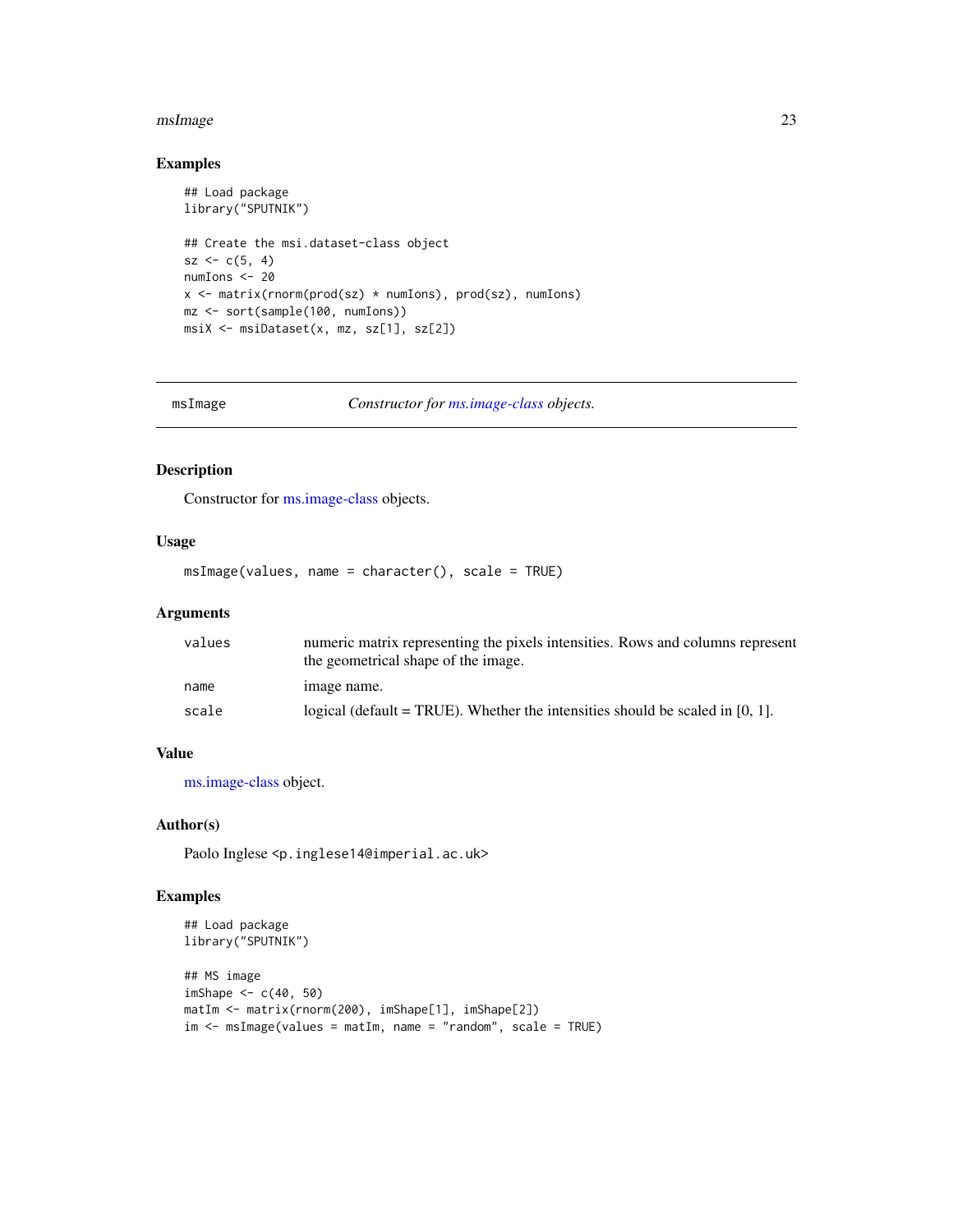### Examples

```
## Load package
library("SPUTNIK")

## Create the msi.dataset-class object
sz <- c(5, 4)
numIons <- 20
x <- matrix(rnorm(prod(sz) * numIons), prod(sz), numIons)
mz <- sort(sample(100, numIons))
msiX <- msiDataset(x, mz, sz[1], sz[2])
```

---

## msImage — *Constructor for ms.image-class objects.*

### Description

Constructor for ms.image-class objects.

### Usage

```
msImage(values, name = character(), scale = TRUE)
```

### Arguments

| | |
|---|---|
| `values` | numeric matrix representing the pixels intensities. Rows and columns represent the geometrical shape of the image. |
| `name` | image name. |
| `scale` | logical (default = TRUE). Whether the intensities should be scaled in [0, 1]. |

### Value

ms.image-class object.

### Author(s)

Paolo Inglese <p.inglese14@imperial.ac.uk>

### Examples

```
## Load package
library("SPUTNIK")

## MS image
imShape <- c(40, 50)
matIm <- matrix(rnorm(200), imShape[1], imShape[2])
im <- msImage(values = matIm, name = "random", scale = TRUE)
```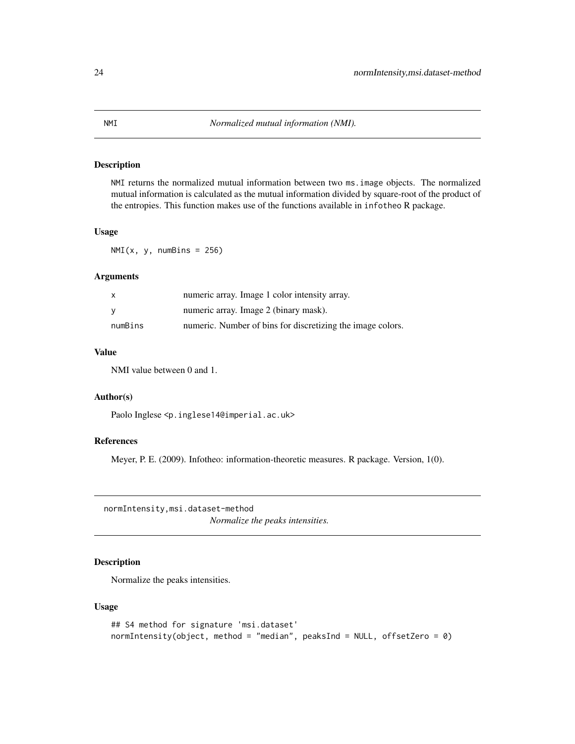## NMI — *Normalized mutual information (NMI).*

### Description

NMI returns the normalized mutual information between two ms.image objects. The normalized mutual information is calculated as the mutual information divided by square-root of the product of the entropies. This function makes use of the functions available in infotheo R package.

### Usage

```
NMI(x, y, numBins = 256)
```

### Arguments

| | |
|---|---|
| x | numeric array. Image 1 color intensity array. |
| y | numeric array. Image 2 (binary mask). |
| numBins | numeric. Number of bins for discretizing the image colors. |

### Value

NMI value between 0 and 1.

### Author(s)

Paolo Inglese <p.inglese14@imperial.ac.uk>

### References

Meyer, P. E. (2009). Infotheo: information-theoretic measures. R package. Version, 1(0).

## normIntensity,msi.dataset-method — *Normalize the peaks intensities.*

### Description

Normalize the peaks intensities.

### Usage

```
## S4 method for signature 'msi.dataset'
normIntensity(object, method = "median", peaksInd = NULL, offsetZero = 0)
```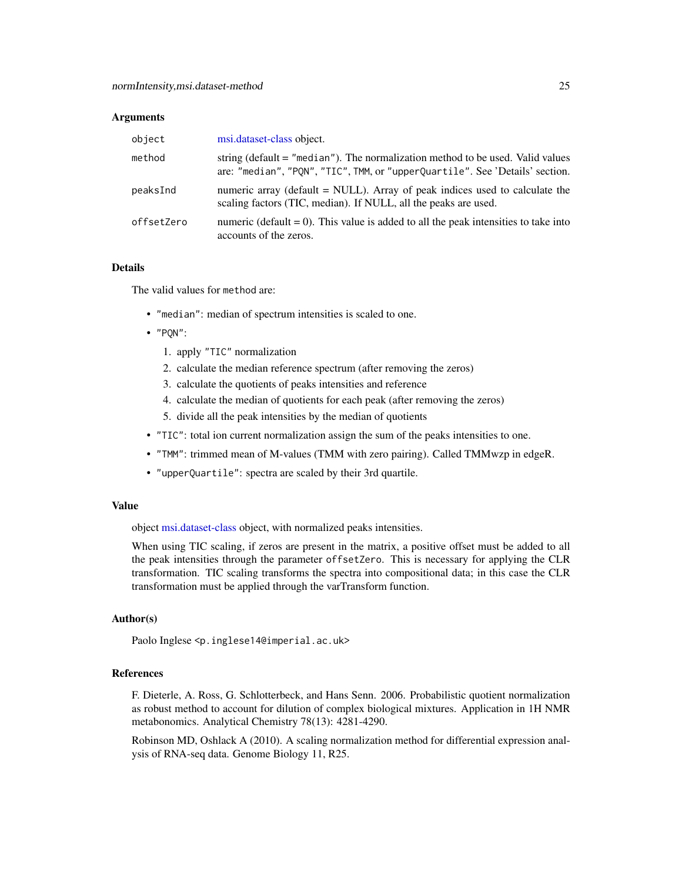## Arguments

| | |
|---|---|
| object | msi.dataset-class object. |
| method | string (default = "median"). The normalization method to be used. Valid values are: "median", "PQN", "TIC", TMM, or "upperQuartile". See 'Details' section. |
| peaksInd | numeric array (default = NULL). Array of peak indices used to calculate the scaling factors (TIC, median). If NULL, all the peaks are used. |
| offsetZero | numeric (default = 0). This value is added to all the peak intensities to take into accounts of the zeros. |

## Details

The valid values for method are:

- "median": median of spectrum intensities is scaled to one.
- "PQN":
  1. apply "TIC" normalization
  2. calculate the median reference spectrum (after removing the zeros)
  3. calculate the quotients of peaks intensities and reference
  4. calculate the median of quotients for each peak (after removing the zeros)
  5. divide all the peak intensities by the median of quotients
- "TIC": total ion current normalization assign the sum of the peaks intensities to one.
- "TMM": trimmed mean of M-values (TMM with zero pairing). Called TMMwzp in edgeR.
- "upperQuartile": spectra are scaled by their 3rd quartile.

## Value

object msi.dataset-class object, with normalized peaks intensities.

When using TIC scaling, if zeros are present in the matrix, a positive offset must be added to all the peak intensities through the parameter offsetZero. This is necessary for applying the CLR transformation. TIC scaling transforms the spectra into compositional data; in this case the CLR transformation must be applied through the varTransform function.

## Author(s)

Paolo Inglese <p.inglese14@imperial.ac.uk>

## References

F. Dieterle, A. Ross, G. Schlotterbeck, and Hans Senn. 2006. Probabilistic quotient normalization as robust method to account for dilution of complex biological mixtures. Application in 1H NMR metabonomics. Analytical Chemistry 78(13): 4281-4290.

Robinson MD, Oshlack A (2010). A scaling normalization method for differential expression analysis of RNA-seq data. Genome Biology 11, R25.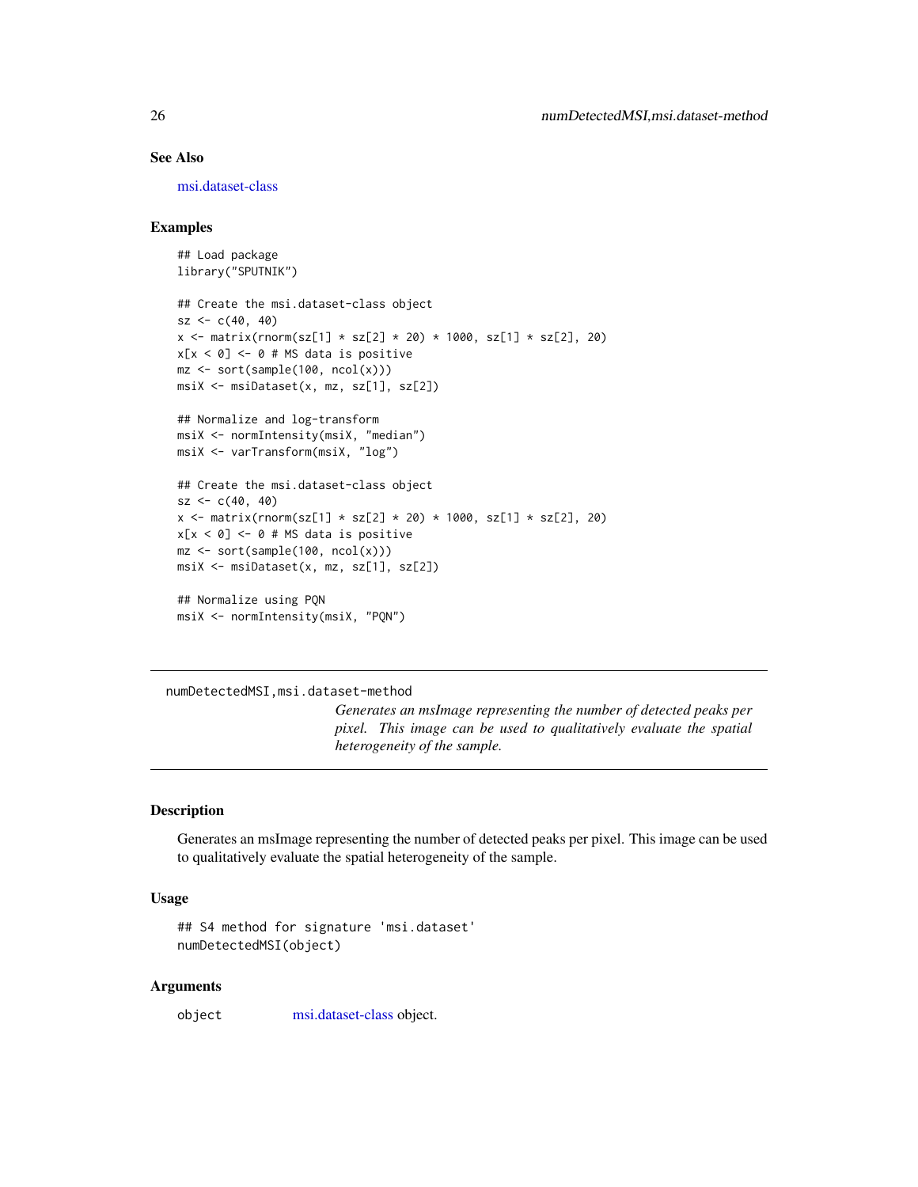## See Also

msi.dataset-class

## Examples

```
## Load package
library("SPUTNIK")

## Create the msi.dataset-class object
sz <- c(40, 40)
x <- matrix(rnorm(sz[1] * sz[2] * 20) * 1000, sz[1] * sz[2], 20)
x[x < 0] <- 0 # MS data is positive
mz <- sort(sample(100, ncol(x)))
msiX <- msiDataset(x, mz, sz[1], sz[2])

## Normalize and log-transform
msiX <- normIntensity(msiX, "median")
msiX <- varTransform(msiX, "log")

## Create the msi.dataset-class object
sz <- c(40, 40)
x <- matrix(rnorm(sz[1] * sz[2] * 20) * 1000, sz[1] * sz[2], 20)
x[x < 0] <- 0 # MS data is positive
mz <- sort(sample(100, ncol(x)))
msiX <- msiDataset(x, mz, sz[1], sz[2])

## Normalize using PQN
msiX <- normIntensity(msiX, "PQN")
```

---

# numDetectedMSI,msi.dataset-method

*Generates an msImage representing the number of detected peaks per pixel. This image can be used to qualitatively evaluate the spatial heterogeneity of the sample.*

## Description

Generates an msImage representing the number of detected peaks per pixel. This image can be used to qualitatively evaluate the spatial heterogeneity of the sample.

## Usage

```
## S4 method for signature 'msi.dataset'
numDetectedMSI(object)
```

## Arguments

| | |
|---|---|
| object | msi.dataset-class object. |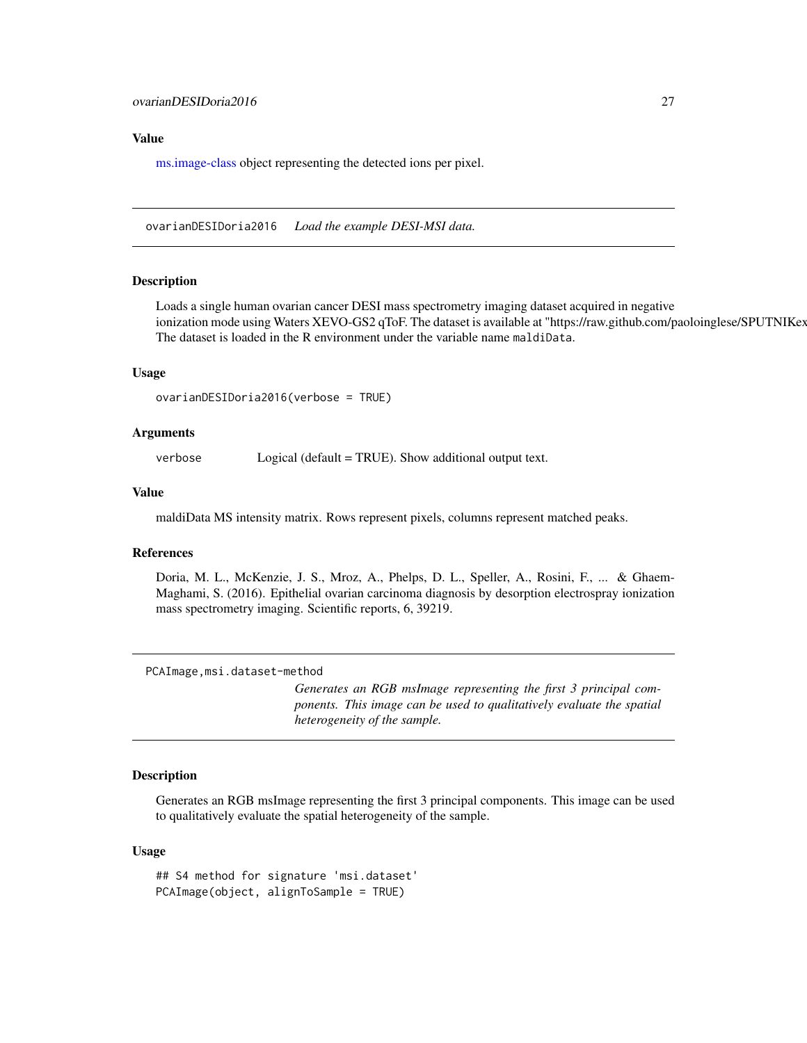### Value

ms.image-class object representing the detected ions per pixel.

---

## ovarianDESIDoria2016 *Load the example DESI-MSI data.*

### Description

Loads a single human ovarian cancer DESI mass spectrometry imaging dataset acquired in negative ionization mode using Waters XEVO-GS2 qToF. The dataset is available at "https://raw.github.com/paoloinglese/SPUTNIKex
The dataset is loaded in the R environment under the variable name `maldiData`.

### Usage

```
ovarianDESIDoria2016(verbose = TRUE)
```

### Arguments

| | |
|---|---|
| `verbose` | Logical (default = TRUE). Show additional output text. |

### Value

maldiData MS intensity matrix. Rows represent pixels, columns represent matched peaks.

### References

Doria, M. L., McKenzie, J. S., Mroz, A., Phelps, D. L., Speller, A., Rosini, F., ... & Ghaem-Maghami, S. (2016). Epithelial ovarian carcinoma diagnosis by desorption electrospray ionization mass spectrometry imaging. Scientific reports, 6, 39219.

---

## PCAImage,msi.dataset-method *Generates an RGB msImage representing the first 3 principal components. This image can be used to qualitatively evaluate the spatial heterogeneity of the sample.*

### Description

Generates an RGB msImage representing the first 3 principal components. This image can be used to qualitatively evaluate the spatial heterogeneity of the sample.

### Usage

```
## S4 method for signature 'msi.dataset'
PCAImage(object, alignToSample = TRUE)
```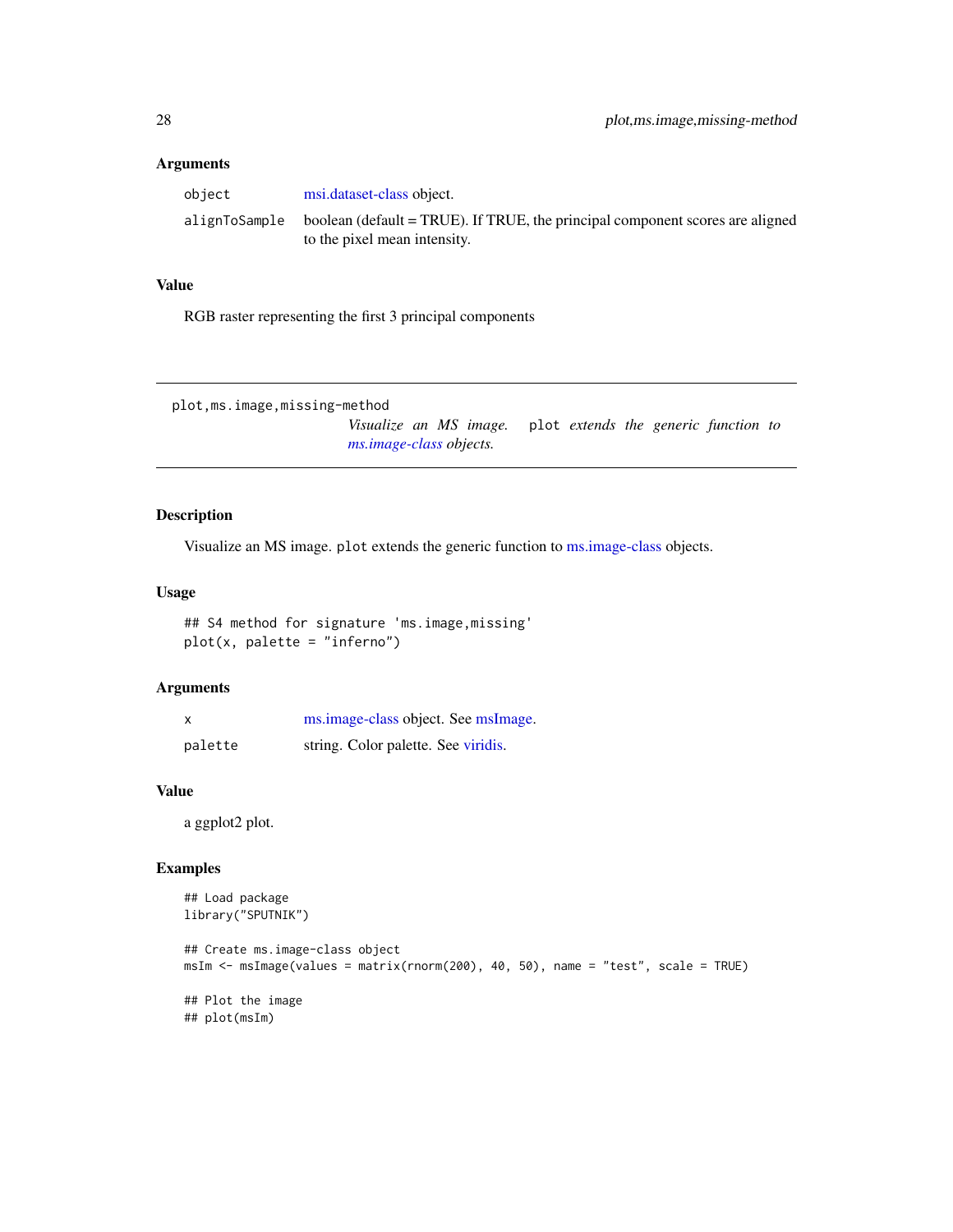### Arguments

| | |
|---|---|
| object | msi.dataset-class object. |
| alignToSample | boolean (default = TRUE). If TRUE, the principal component scores are aligned to the pixel mean intensity. |

### Value

RGB raster representing the first 3 principal components

---

## plot,ms.image,missing-method

*Visualize an MS image.* `plot` *extends the generic function to ms.image-class objects.*

---

### Description

Visualize an MS image. `plot` extends the generic function to ms.image-class objects.

### Usage

```
## S4 method for signature 'ms.image,missing'
plot(x, palette = "inferno")
```

### Arguments

| | |
|---|---|
| x | ms.image-class object. See msImage. |
| palette | string. Color palette. See viridis. |

### Value

a ggplot2 plot.

### Examples

```
## Load package
library("SPUTNIK")

## Create ms.image-class object
msIm <- msImage(values = matrix(rnorm(200), 40, 50), name = "test", scale = TRUE)

## Plot the image
## plot(msIm)
```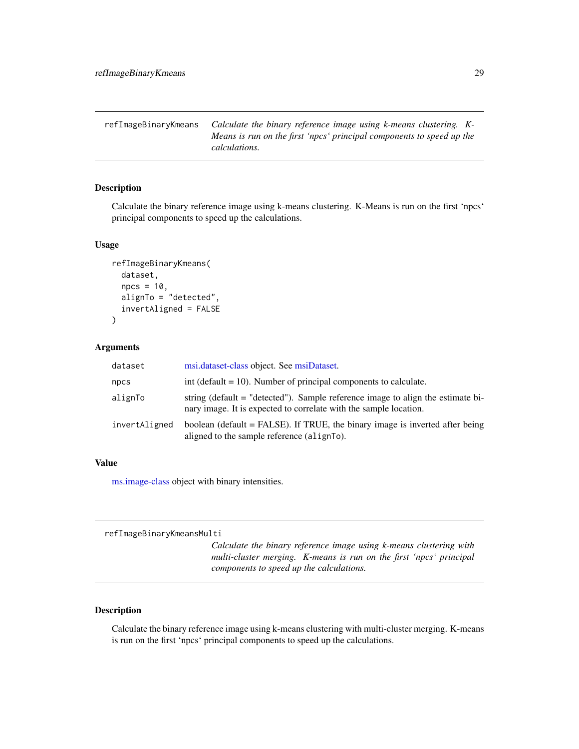## refImageBinaryKmeans

*Calculate the binary reference image using k-means clustering. K-Means is run on the first ‘npcs‘ principal components to speed up the calculations.*

### Description

Calculate the binary reference image using k-means clustering. K-Means is run on the first ‘npcs‘ principal components to speed up the calculations.

### Usage

```
refImageBinaryKmeans(
  dataset,
  npcs = 10,
  alignTo = "detected",
  invertAligned = FALSE
)
```

### Arguments

| | |
|---|---|
| `dataset` | msi.dataset-class object. See msiDataset. |
| `npcs` | int (default = 10). Number of principal components to calculate. |
| `alignTo` | string (default = "detected"). Sample reference image to align the estimate binary image. It is expected to correlate with the sample location. |
| `invertAligned` | boolean (default = FALSE). If TRUE, the binary image is inverted after being aligned to the sample reference (`alignTo`). |

### Value

ms.image-class object with binary intensities.

## refImageBinaryKmeansMulti

*Calculate the binary reference image using k-means clustering with multi-cluster merging. K-means is run on the first ‘npcs‘ principal components to speed up the calculations.*

### Description

Calculate the binary reference image using k-means clustering with multi-cluster merging. K-means is run on the first ‘npcs‘ principal components to speed up the calculations.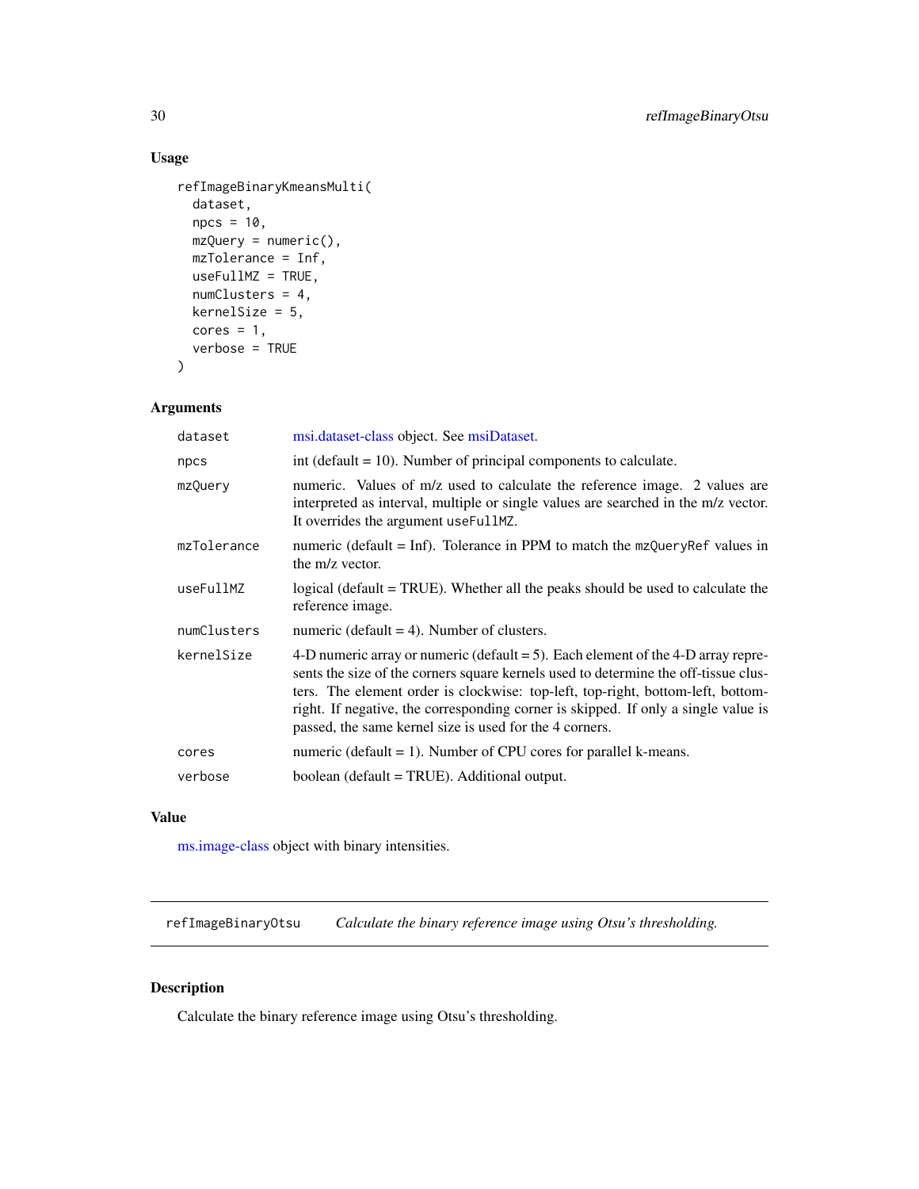## Usage

```
refImageBinaryKmeansMulti(
  dataset,
  npcs = 10,
  mzQuery = numeric(),
  mzTolerance = Inf,
  useFullMZ = TRUE,
  numClusters = 4,
  kernelSize = 5,
  cores = 1,
  verbose = TRUE
)
```

## Arguments

| | |
|---|---|
| `dataset` | msi.dataset-class object. See msiDataset. |
| `npcs` | int (default = 10). Number of principal components to calculate. |
| `mzQuery` | numeric. Values of m/z used to calculate the reference image. 2 values are interpreted as interval, multiple or single values are searched in the m/z vector. It overrides the argument `useFullMZ`. |
| `mzTolerance` | numeric (default = Inf). Tolerance in PPM to match the `mzQueryRef` values in the m/z vector. |
| `useFullMZ` | logical (default = TRUE). Whether all the peaks should be used to calculate the reference image. |
| `numClusters` | numeric (default = 4). Number of clusters. |
| `kernelSize` | 4-D numeric array or numeric (default = 5). Each element of the 4-D array represents the size of the corners square kernels used to determine the off-tissue clusters. The element order is clockwise: top-left, top-right, bottom-left, bottom-right. If negative, the corresponding corner is skipped. If only a single value is passed, the same kernel size is used for the 4 corners. |
| `cores` | numeric (default = 1). Number of CPU cores for parallel k-means. |
| `verbose` | boolean (default = TRUE). Additional output. |

## Value

ms.image-class object with binary intensities.

---

# refImageBinaryOtsu — *Calculate the binary reference image using Otsu's thresholding.*

## Description

Calculate the binary reference image using Otsu's thresholding.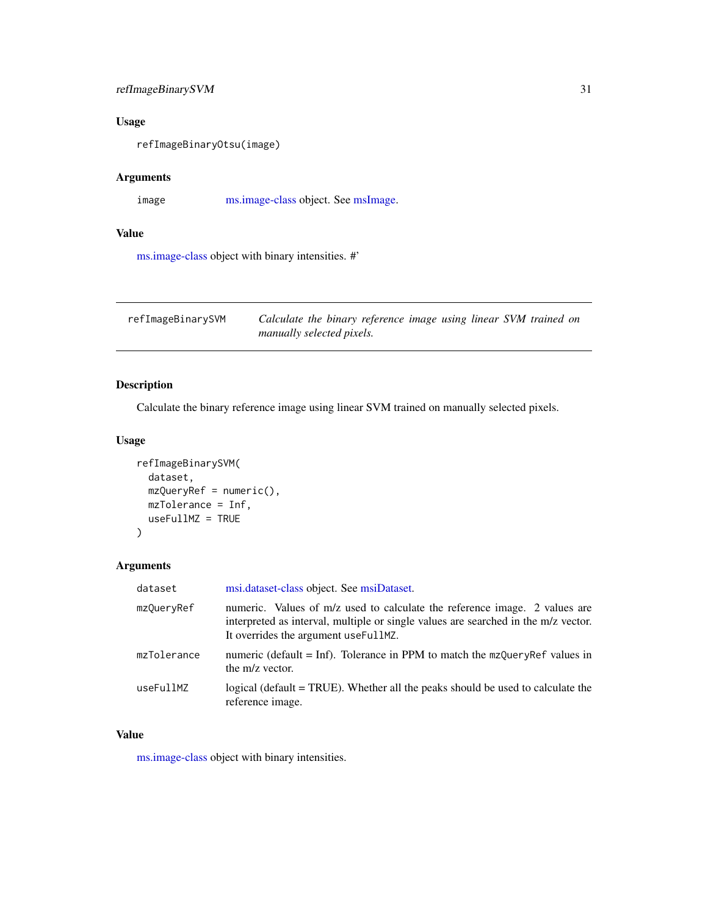### Usage

```
refImageBinaryOtsu(image)
```

### Arguments

| | |
|---|---|
| image | ms.image-class object. See msImage. |

### Value

ms.image-class object with binary intensities. #'

---

## refImageBinarySVM — *Calculate the binary reference image using linear SVM trained on manually selected pixels.*

---

### Description

Calculate the binary reference image using linear SVM trained on manually selected pixels.

### Usage

```
refImageBinarySVM(
  dataset,
  mzQueryRef = numeric(),
  mzTolerance = Inf,
  useFullMZ = TRUE
)
```

### Arguments

| | |
|---|---|
| dataset | msi.dataset-class object. See msiDataset. |
| mzQueryRef | numeric. Values of m/z used to calculate the reference image. 2 values are interpreted as interval, multiple or single values are searched in the m/z vector. It overrides the argument `useFullMZ`. |
| mzTolerance | numeric (default = Inf). Tolerance in PPM to match the `mzQueryRef` values in the m/z vector. |
| useFullMZ | logical (default = TRUE). Whether all the peaks should be used to calculate the reference image. |

### Value

ms.image-class object with binary intensities.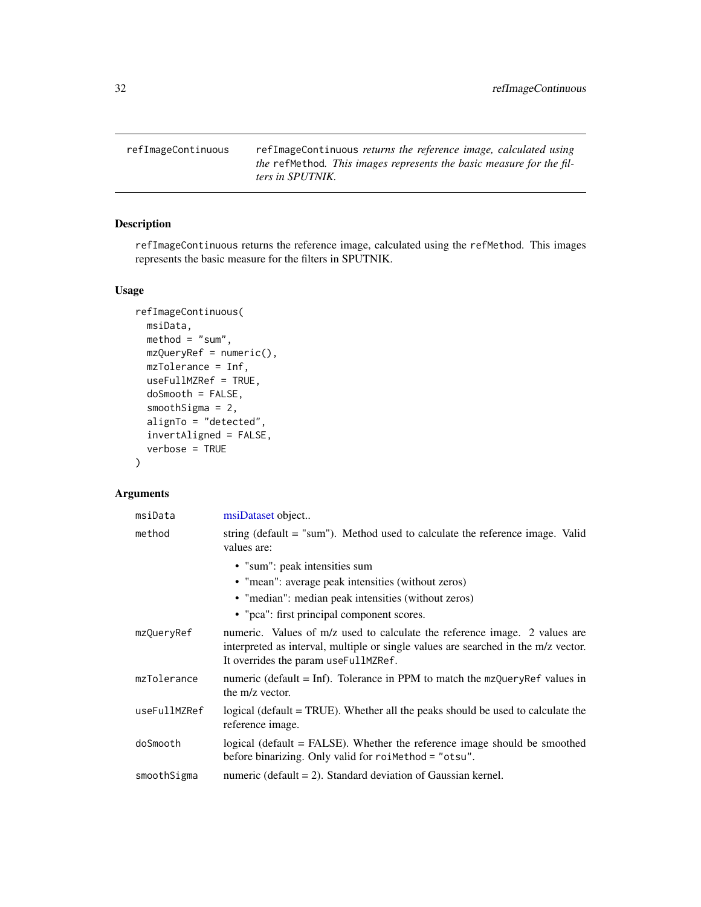# refImageContinuous

`refImageContinuous` *returns the reference image, calculated using the* `refMethod`*. This images represents the basic measure for the filters in SPUTNIK.*

## Description

`refImageContinuous` returns the reference image, calculated using the `refMethod`. This images represents the basic measure for the filters in SPUTNIK.

## Usage

```
refImageContinuous(
  msiData,
  method = "sum",
  mzQueryRef = numeric(),
  mzTolerance = Inf,
  useFullMZRef = TRUE,
  doSmooth = FALSE,
  smoothSigma = 2,
  alignTo = "detected",
  invertAligned = FALSE,
  verbose = TRUE
)
```

## Arguments

| | |
|---|---|
| `msiData` | msiDataset object.. |
| `method` | string (default = "sum"). Method used to calculate the reference image. Valid values are:<br>• "sum": peak intensities sum<br>• "mean": average peak intensities (without zeros)<br>• "median": median peak intensities (without zeros)<br>• "pca": first principal component scores. |
| `mzQueryRef` | numeric. Values of m/z used to calculate the reference image. 2 values are interpreted as interval, multiple or single values are searched in the m/z vector. It overrides the param `useFullMZRef`. |
| `mzTolerance` | numeric (default = Inf). Tolerance in PPM to match the `mzQueryRef` values in the m/z vector. |
| `useFullMZRef` | logical (default = TRUE). Whether all the peaks should be used to calculate the reference image. |
| `doSmooth` | logical (default = FALSE). Whether the reference image should be smoothed before binarizing. Only valid for `roiMethod = "otsu"`. |
| `smoothSigma` | numeric (default = 2). Standard deviation of Gaussian kernel. |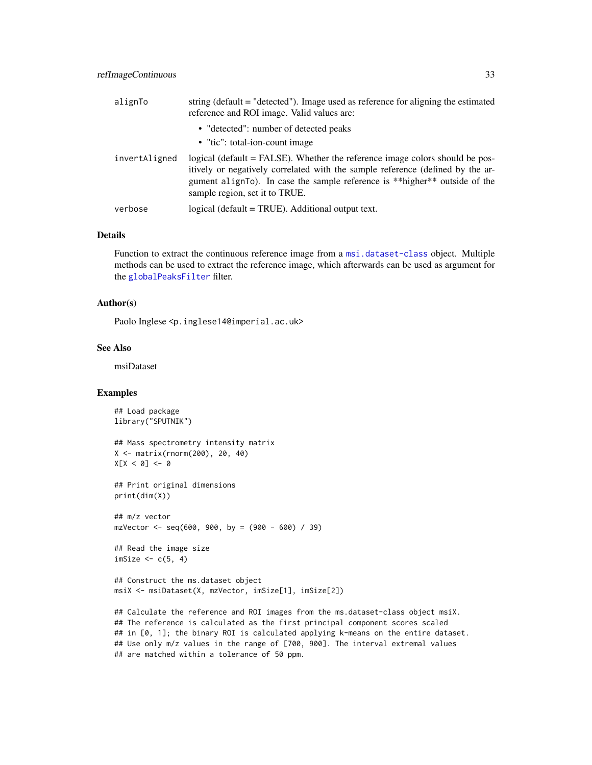| | |
|---|---|
| alignTo | string (default = "detected"). Image used as reference for aligning the estimated reference and ROI image. Valid values are: <br>• "detected": number of detected peaks <br>• "tic": total-ion-count image |
| invertAligned | logical (default = FALSE). Whether the reference image colors should be positively or negatively correlated with the sample reference (defined by the argument alignTo). In case the sample reference is **higher** outside of the sample region, set it to TRUE. |
| verbose | logical (default = TRUE). Additional output text. |

## Details

Function to extract the continuous reference image from a msi.dataset-class object. Multiple methods can be used to extract the reference image, which afterwards can be used as argument for the globalPeaksFilter filter.

## Author(s)

Paolo Inglese <p.inglese14@imperial.ac.uk>

## See Also

msiDataset

## Examples

```
## Load package
library("SPUTNIK")

## Mass spectrometry intensity matrix
X <- matrix(rnorm(200), 20, 40)
X[X < 0] <- 0

## Print original dimensions
print(dim(X))

## m/z vector
mzVector <- seq(600, 900, by = (900 - 600) / 39)

## Read the image size
imSize <- c(5, 4)

## Construct the ms.dataset object
msiX <- msiDataset(X, mzVector, imSize[1], imSize[2])

## Calculate the reference and ROI images from the ms.dataset-class object msiX.
## The reference is calculated as the first principal component scores scaled
## in [0, 1]; the binary ROI is calculated applying k-means on the entire dataset.
## Use only m/z values in the range of [700, 900]. The interval extremal values
## are matched within a tolerance of 50 ppm.
```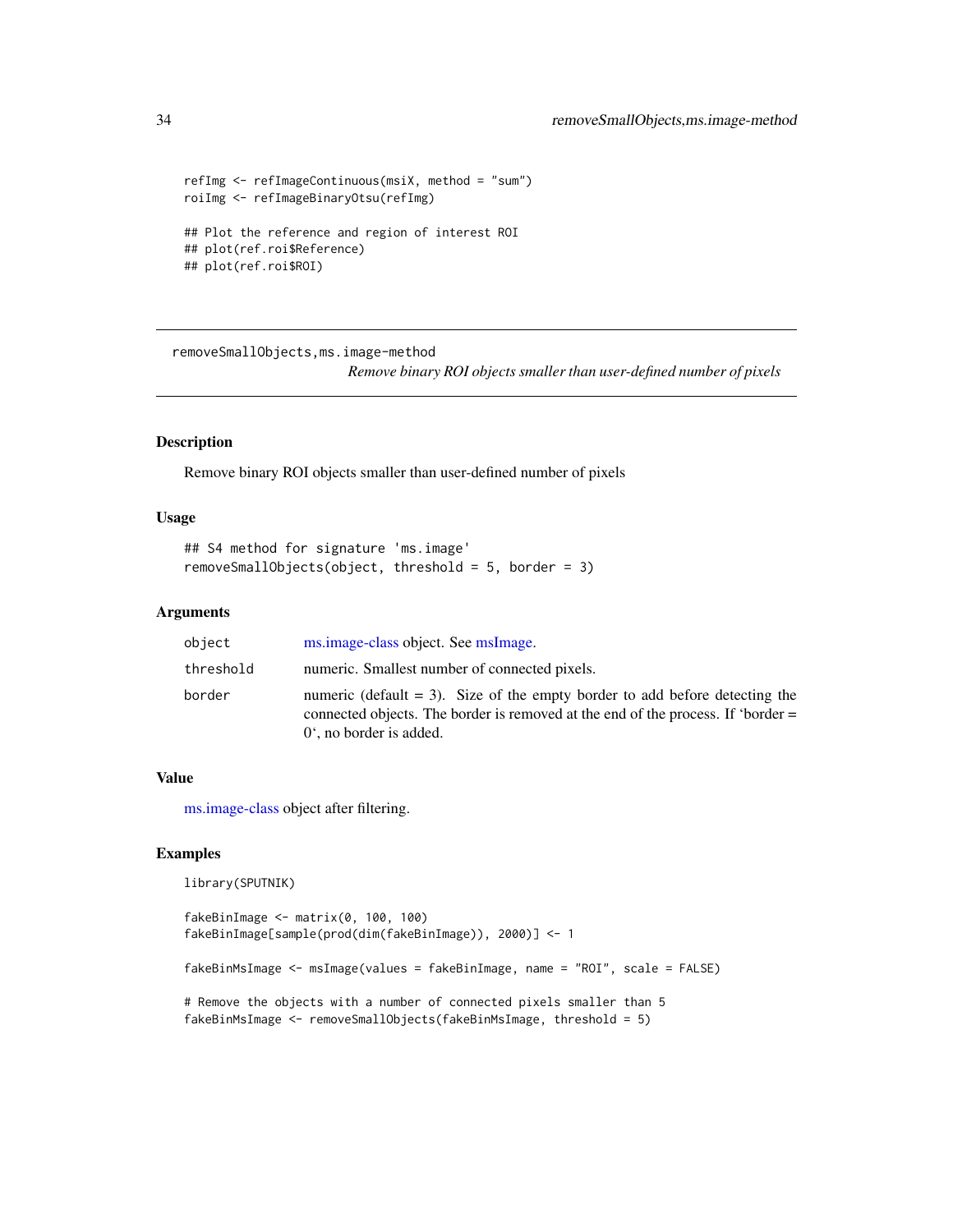```
refImg <- refImageContinuous(msiX, method = "sum")
roiImg <- refImageBinaryOtsu(refImg)

## Plot the reference and region of interest ROI
## plot(ref.roi$Reference)
## plot(ref.roi$ROI)
```

---

## removeSmallObjects,ms.image-method

*Remove binary ROI objects smaller than user-defined number of pixels*

---

### Description

Remove binary ROI objects smaller than user-defined number of pixels

### Usage

```
## S4 method for signature 'ms.image'
removeSmallObjects(object, threshold = 5, border = 3)
```

### Arguments

| | |
|---|---|
| `object` | ms.image-class object. See msImage. |
| `threshold` | numeric. Smallest number of connected pixels. |
| `border` | numeric (default = 3). Size of the empty border to add before detecting the connected objects. The border is removed at the end of the process. If 'border = 0', no border is added. |

### Value

ms.image-class object after filtering.

### Examples

```
library(SPUTNIK)

fakeBinImage <- matrix(0, 100, 100)
fakeBinImage[sample(prod(dim(fakeBinImage)), 2000)] <- 1

fakeBinMsImage <- msImage(values = fakeBinImage, name = "ROI", scale = FALSE)

# Remove the objects with a number of connected pixels smaller than 5
fakeBinMsImage <- removeSmallObjects(fakeBinMsImage, threshold = 5)
```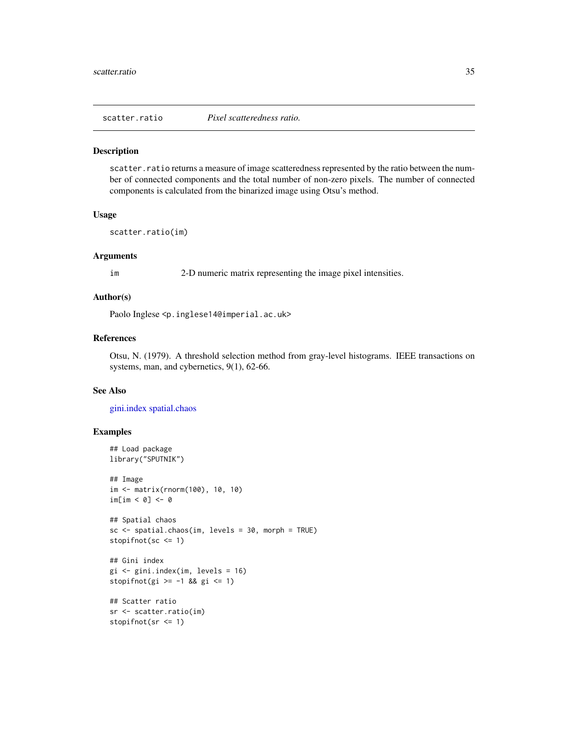## scatter.ratio *Pixel scatteredness ratio.*

### Description

scatter.ratio returns a measure of image scatteredness represented by the ratio between the number of connected components and the total number of non-zero pixels. The number of connected components is calculated from the binarized image using Otsu's method.

### Usage

```
scatter.ratio(im)
```

### Arguments

| | |
|---|---|
| im | 2-D numeric matrix representing the image pixel intensities. |

### Author(s)

Paolo Inglese <p.inglese14@imperial.ac.uk>

### References

Otsu, N. (1979). A threshold selection method from gray-level histograms. IEEE transactions on systems, man, and cybernetics, 9(1), 62-66.

### See Also

gini.index spatial.chaos

### Examples

```
## Load package
library("SPUTNIK")

## Image
im <- matrix(rnorm(100), 10, 10)
im[im < 0] <- 0

## Spatial chaos
sc <- spatial.chaos(im, levels = 30, morph = TRUE)
stopifnot(sc <= 1)

## Gini index
gi <- gini.index(im, levels = 16)
stopifnot(gi >= -1 && gi <= 1)

## Scatter ratio
sr <- scatter.ratio(im)
stopifnot(sr <= 1)
```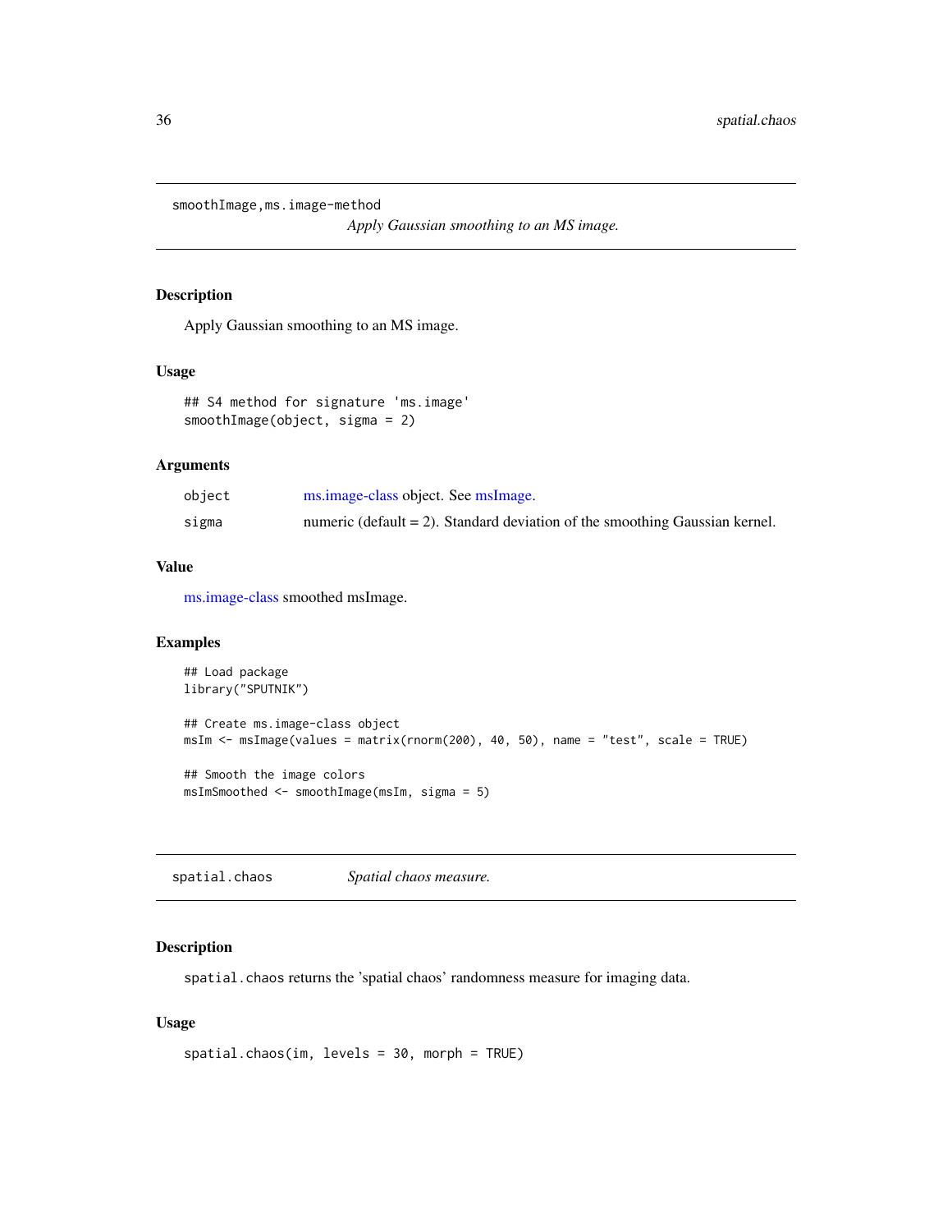## smoothImage,ms.image-method

*Apply Gaussian smoothing to an MS image.*

### Description

Apply Gaussian smoothing to an MS image.

### Usage

```
## S4 method for signature 'ms.image'
smoothImage(object, sigma = 2)
```

### Arguments

| | |
|---|---|
| object | ms.image-class object. See msImage. |
| sigma | numeric (default = 2). Standard deviation of the smoothing Gaussian kernel. |

### Value

ms.image-class smoothed msImage.

### Examples

```
## Load package
library("SPUTNIK")

## Create ms.image-class object
msIm <- msImage(values = matrix(rnorm(200), 40, 50), name = "test", scale = TRUE)

## Smooth the image colors
msImSmoothed <- smoothImage(msIm, sigma = 5)
```

## spatial.chaos

*Spatial chaos measure.*

### Description

`spatial.chaos` returns the 'spatial chaos' randomness measure for imaging data.

### Usage

```
spatial.chaos(im, levels = 30, morph = TRUE)
```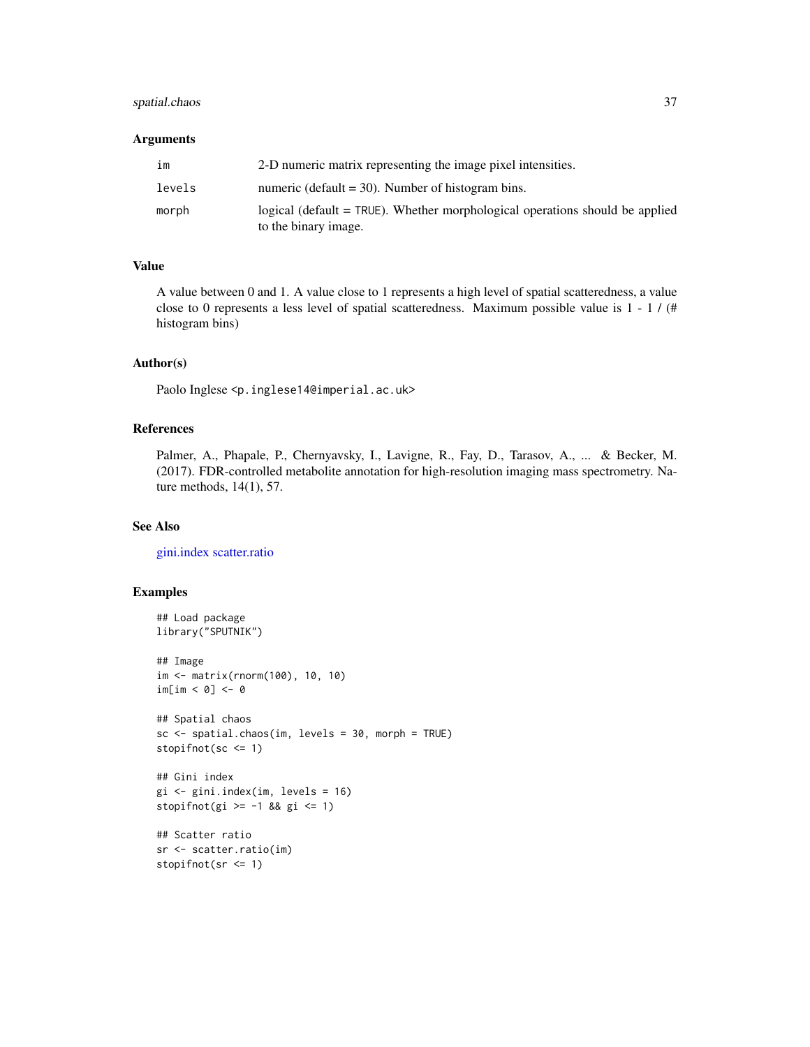### Arguments

| | |
|---|---|
| `im` | 2-D numeric matrix representing the image pixel intensities. |
| `levels` | numeric (default = 30). Number of histogram bins. |
| `morph` | logical (default = `TRUE`). Whether morphological operations should be applied to the binary image. |

### Value

A value between 0 and 1. A value close to 1 represents a high level of spatial scatteredness, a value close to 0 represents a less level of spatial scatteredness. Maximum possible value is 1 - 1 / (# histogram bins)

### Author(s)

Paolo Inglese <p.inglese14@imperial.ac.uk>

### References

Palmer, A., Phapale, P., Chernyavsky, I., Lavigne, R., Fay, D., Tarasov, A., ... & Becker, M. (2017). FDR-controlled metabolite annotation for high-resolution imaging mass spectrometry. Nature methods, 14(1), 57.

### See Also

gini.index scatter.ratio

### Examples

```
## Load package
library("SPUTNIK")

## Image
im <- matrix(rnorm(100), 10, 10)
im[im < 0] <- 0

## Spatial chaos
sc <- spatial.chaos(im, levels = 30, morph = TRUE)
stopifnot(sc <= 1)

## Gini index
gi <- gini.index(im, levels = 16)
stopifnot(gi >= -1 && gi <= 1)

## Scatter ratio
sr <- scatter.ratio(im)
stopifnot(sr <= 1)
```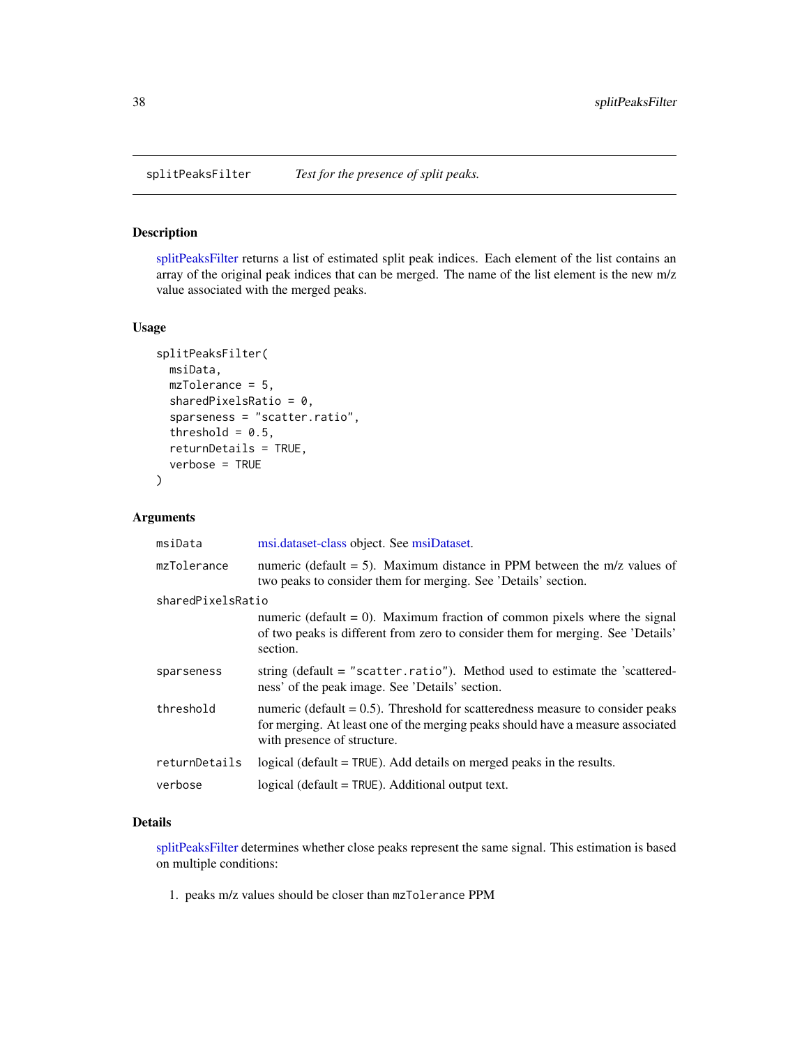## splitPeaksFilter *Test for the presence of split peaks.*

### Description

splitPeaksFilter returns a list of estimated split peak indices. Each element of the list contains an array of the original peak indices that can be merged. The name of the list element is the new m/z value associated with the merged peaks.

### Usage

```
splitPeaksFilter(
  msiData,
  mzTolerance = 5,
  sharedPixelsRatio = 0,
  sparseness = "scatter.ratio",
  threshold = 0.5,
  returnDetails = TRUE,
  verbose = TRUE
)
```

### Arguments

| Argument | Description |
|---|---|
| msiData | msi.dataset-class object. See msiDataset. |
| mzTolerance | numeric (default = 5). Maximum distance in PPM between the m/z values of two peaks to consider them for merging. See 'Details' section. |
| sharedPixelsRatio | numeric (default = 0). Maximum fraction of common pixels where the signal of two peaks is different from zero to consider them for merging. See 'Details' section. |
| sparseness | string (default = "scatter.ratio"). Method used to estimate the 'scatteredness' of the peak image. See 'Details' section. |
| threshold | numeric (default = 0.5). Threshold for scatteredness measure to consider peaks for merging. At least one of the merging peaks should have a measure associated with presence of structure. |
| returnDetails | logical (default = TRUE). Add details on merged peaks in the results. |
| verbose | logical (default = TRUE). Additional output text. |

### Details

splitPeaksFilter determines whether close peaks represent the same signal. This estimation is based on multiple conditions:

1. peaks m/z values should be closer than mzTolerance PPM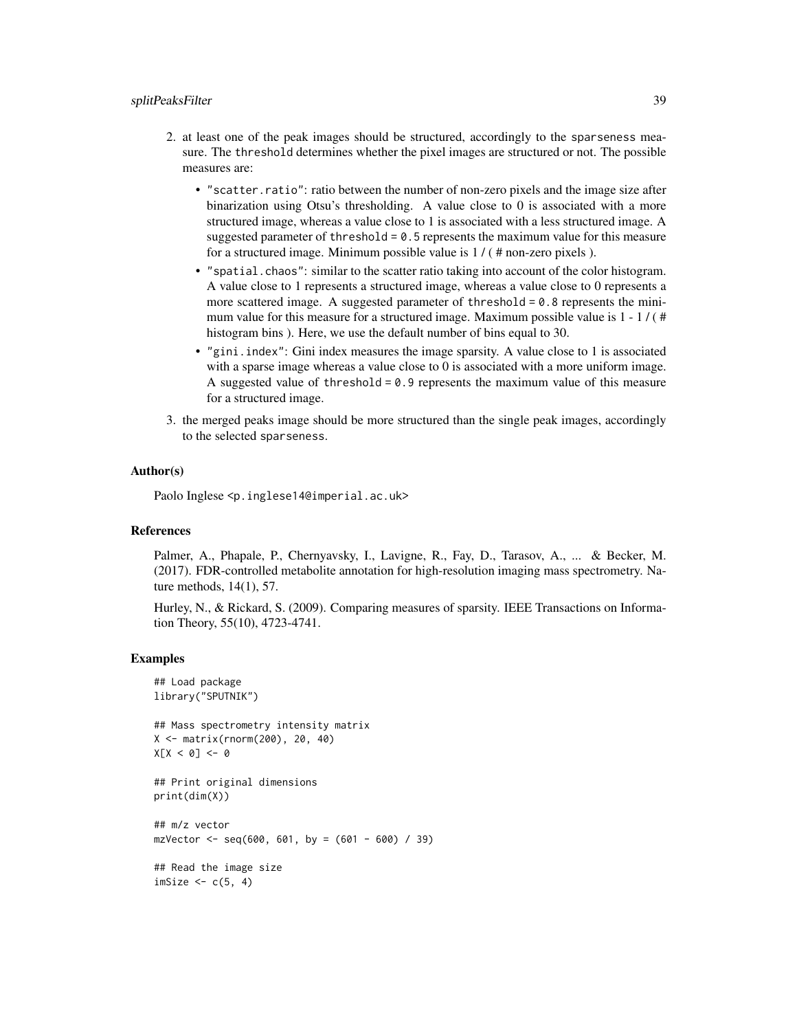2. at least one of the peak images should be structured, accordingly to the `sparseness` measure. The `threshold` determines whether the pixel images are structured or not. The possible measures are:

   - `"scatter.ratio"`: ratio between the number of non-zero pixels and the image size after binarization using Otsu's thresholding. A value close to 0 is associated with a more structured image, whereas a value close to 1 is associated with a less structured image. A suggested parameter of `threshold = 0.5` represents the maximum value for this measure for a structured image. Minimum possible value is 1 / ( # non-zero pixels ).
   - `"spatial.chaos"`: similar to the scatter ratio taking into account of the color histogram. A value close to 1 represents a structured image, whereas a value close to 0 represents a more scattered image. A suggested parameter of `threshold = 0.8` represents the minimum value for this measure for a structured image. Maximum possible value is 1 - 1 / ( # histogram bins ). Here, we use the default number of bins equal to 30.
   - `"gini.index"`: Gini index measures the image sparsity. A value close to 1 is associated with a sparse image whereas a value close to 0 is associated with a more uniform image. A suggested value of `threshold = 0.9` represents the maximum value of this measure for a structured image.

3. the merged peaks image should be more structured than the single peak images, accordingly to the selected `sparseness`.

### Author(s)

Paolo Inglese <p.inglese14@imperial.ac.uk>

### References

Palmer, A., Phapale, P., Chernyavsky, I., Lavigne, R., Fay, D., Tarasov, A., ... & Becker, M. (2017). FDR-controlled metabolite annotation for high-resolution imaging mass spectrometry. Nature methods, 14(1), 57.

Hurley, N., & Rickard, S. (2009). Comparing measures of sparsity. IEEE Transactions on Information Theory, 55(10), 4723-4741.

### Examples

```
## Load package
library("SPUTNIK")

## Mass spectrometry intensity matrix
X <- matrix(rnorm(200), 20, 40)
X[X < 0] <- 0

## Print original dimensions
print(dim(X))

## m/z vector
mzVector <- seq(600, 601, by = (601 - 600) / 39)

## Read the image size
imSize <- c(5, 4)
```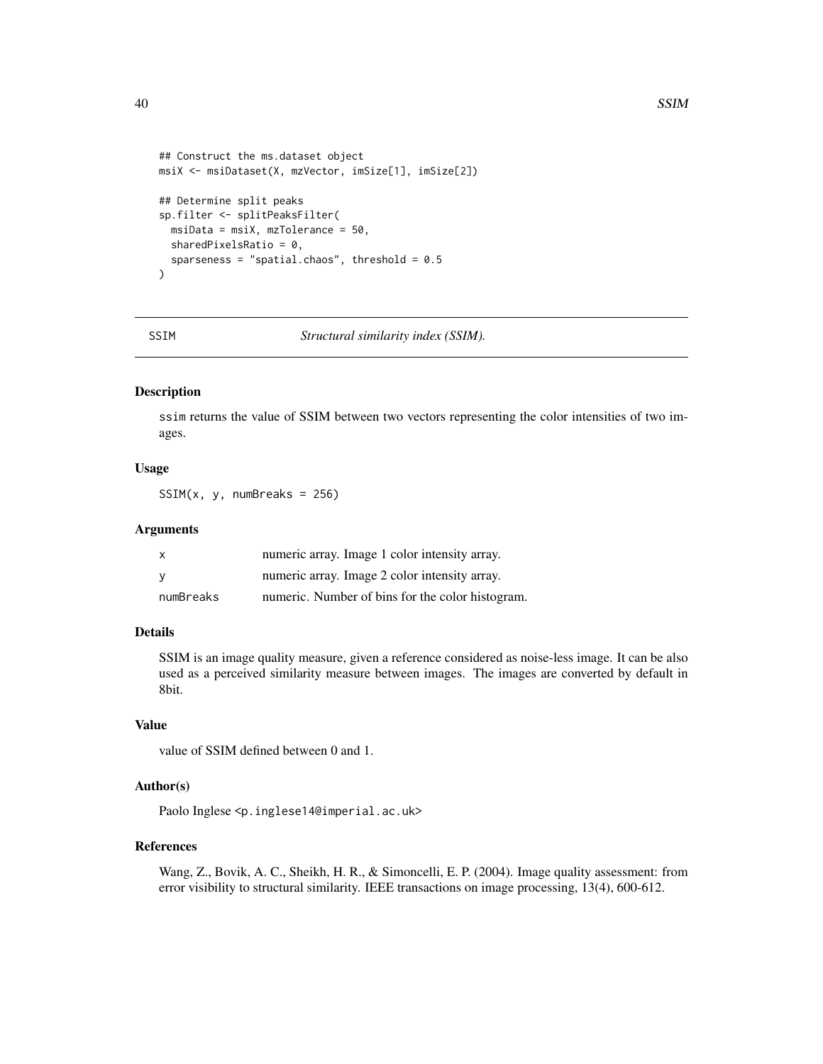```
## Construct the ms.dataset object
msiX <- msiDataset(X, mzVector, imSize[1], imSize[2])

## Determine split peaks
sp.filter <- splitPeaksFilter(
  msiData = msiX, mzTolerance = 50,
  sharedPixelsRatio = 0,
  sparseness = "spatial.chaos", threshold = 0.5
)
```

---

## SSIM — *Structural similarity index (SSIM).*

---

### Description

ssim returns the value of SSIM between two vectors representing the color intensities of two images.

### Usage

```
SSIM(x, y, numBreaks = 256)
```

### Arguments

| | |
|---|---|
| x | numeric array. Image 1 color intensity array. |
| y | numeric array. Image 2 color intensity array. |
| numBreaks | numeric. Number of bins for the color histogram. |

### Details

SSIM is an image quality measure, given a reference considered as noise-less image. It can be also used as a perceived similarity measure between images. The images are converted by default in 8bit.

### Value

value of SSIM defined between 0 and 1.

### Author(s)

Paolo Inglese <p.inglese14@imperial.ac.uk>

### References

Wang, Z., Bovik, A. C., Sheikh, H. R., & Simoncelli, E. P. (2004). Image quality assessment: from error visibility to structural similarity. IEEE transactions on image processing, 13(4), 600-612.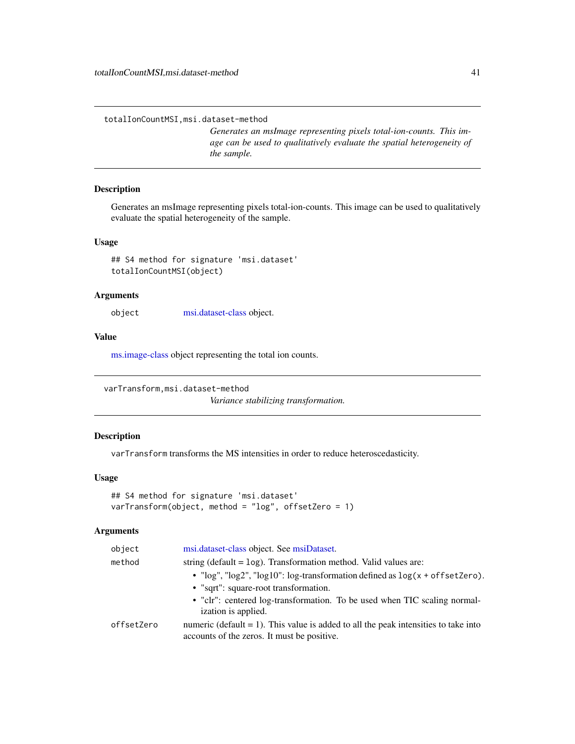## totalIonCountMSI,msi.dataset-method

*Generates an msImage representing pixels total-ion-counts. This image can be used to qualitatively evaluate the spatial heterogeneity of the sample.*

### Description

Generates an msImage representing pixels total-ion-counts. This image can be used to qualitatively evaluate the spatial heterogeneity of the sample.

### Usage

```
## S4 method for signature 'msi.dataset'
totalIonCountMSI(object)
```

### Arguments

| | |
|---|---|
| object | msi.dataset-class object. |

### Value

ms.image-class object representing the total ion counts.

## varTransform,msi.dataset-method

*Variance stabilizing transformation.*

### Description

`varTransform` transforms the MS intensities in order to reduce heteroscedasticity.

### Usage

```
## S4 method for signature 'msi.dataset'
varTransform(object, method = "log", offsetZero = 1)
```

### Arguments

| | |
|---|---|
| object | msi.dataset-class object. See msiDataset. |
| method | string (default = `log`). Transformation method. Valid values are:<br>• "log", "log2", "log10": log-transformation defined as `log(x + offsetZero)`.<br>• "sqrt": square-root transformation.<br>• "clr": centered log-transformation. To be used when TIC scaling normalization is applied. |
| offsetZero | numeric (default = 1). This value is added to all the peak intensities to take into accounts of the zeros. It must be positive. |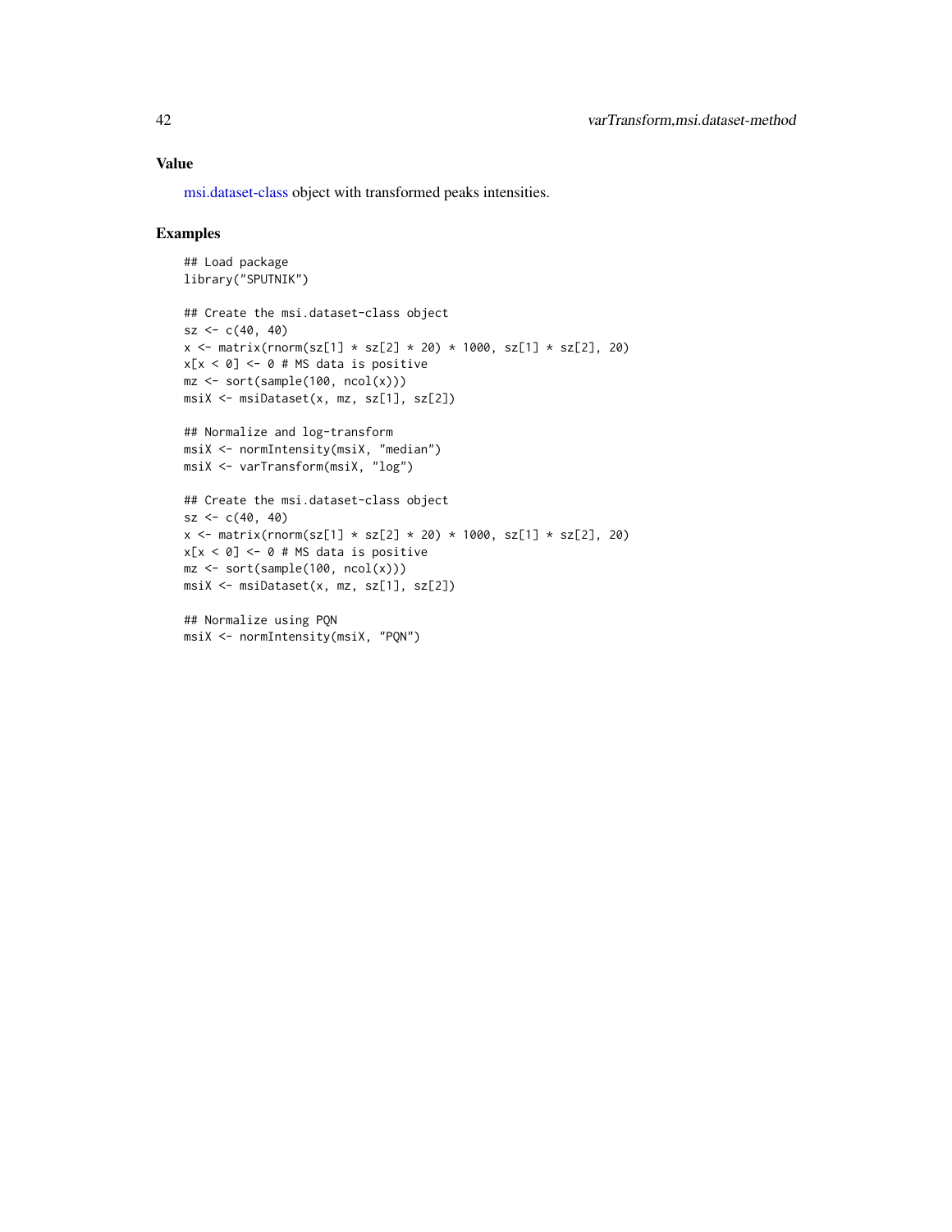## Value

msi.dataset-class object with transformed peaks intensities.

## Examples

```
## Load package
library("SPUTNIK")

## Create the msi.dataset-class object
sz <- c(40, 40)
x <- matrix(rnorm(sz[1] * sz[2] * 20) * 1000, sz[1] * sz[2], 20)
x[x < 0] <- 0 # MS data is positive
mz <- sort(sample(100, ncol(x)))
msiX <- msiDataset(x, mz, sz[1], sz[2])

## Normalize and log-transform
msiX <- normIntensity(msiX, "median")
msiX <- varTransform(msiX, "log")

## Create the msi.dataset-class object
sz <- c(40, 40)
x <- matrix(rnorm(sz[1] * sz[2] * 20) * 1000, sz[1] * sz[2], 20)
x[x < 0] <- 0 # MS data is positive
mz <- sort(sample(100, ncol(x)))
msiX <- msiDataset(x, mz, sz[1], sz[2])

## Normalize using PQN
msiX <- normIntensity(msiX, "PQN")
```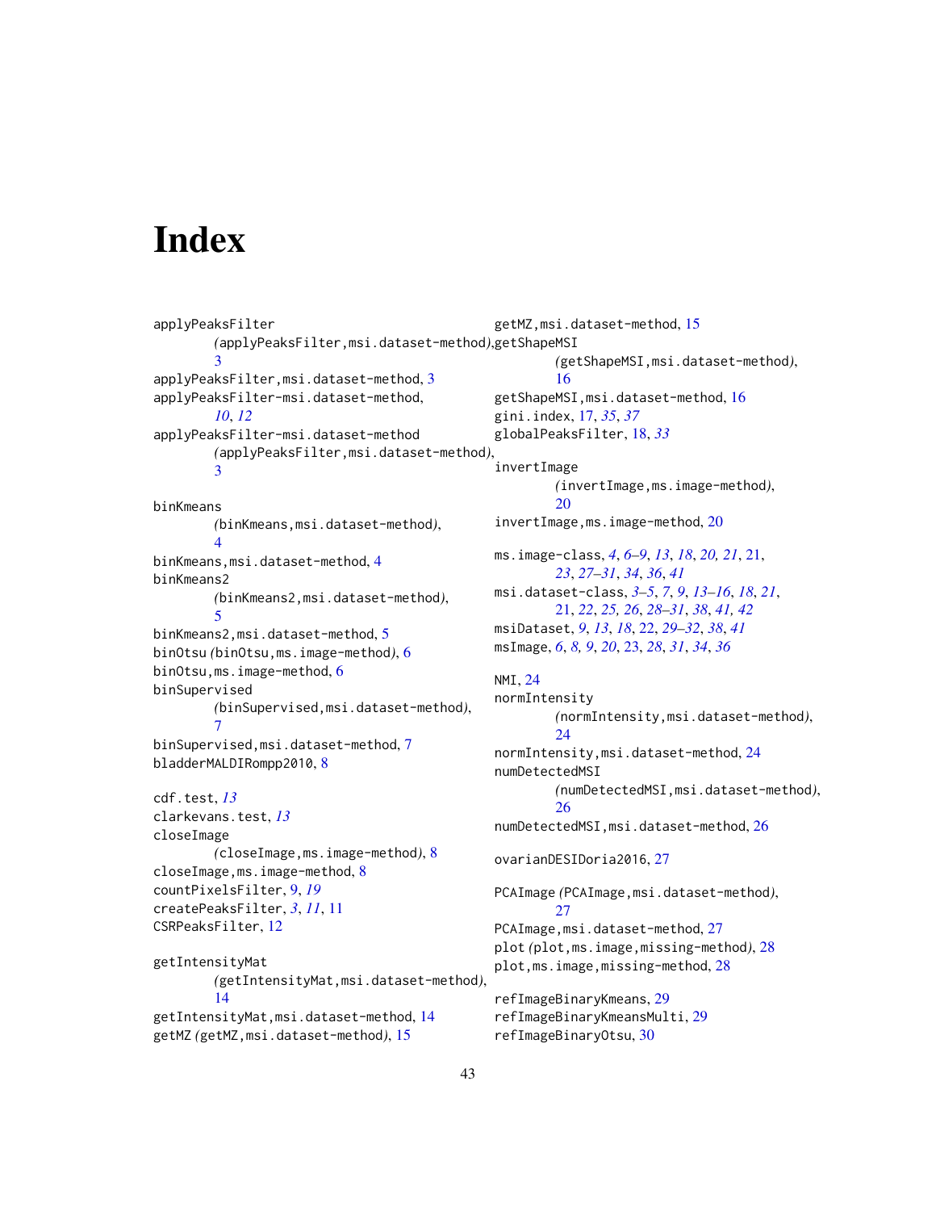# Index

applyPeaksFilter
    (applyPeaksFilter,msi.dataset-method), 3
applyPeaksFilter,msi.dataset-method, 3
applyPeaksFilter-msi.dataset-method, *10*, *12*
applyPeaksFilter-msi.dataset-method
    (applyPeaksFilter,msi.dataset-method), 3

binKmeans
    (binKmeans,msi.dataset-method), 4
binKmeans,msi.dataset-method, 4
binKmeans2
    (binKmeans2,msi.dataset-method), 5
binKmeans2,msi.dataset-method, 5
binOtsu (binOtsu,ms.image-method), 6
binOtsu,ms.image-method, 6
binSupervised
    (binSupervised,msi.dataset-method), 7
binSupervised,msi.dataset-method, 7
bladderMALDIRompp2010, 8

cdf.test, *13*
clarkevans.test, *13*
closeImage
    (closeImage,ms.image-method), 8
closeImage,ms.image-method, 8
countPixelsFilter, 9, *19*
createPeaksFilter, *3*, *11*, 11
CSRPeaksFilter, 12

getIntensityMat
    (getIntensityMat,msi.dataset-method), 14
getIntensityMat,msi.dataset-method, 14
getMZ (getMZ,msi.dataset-method), 15
getMZ,msi.dataset-method, 15
getShapeMSI
    (getShapeMSI,msi.dataset-method), 16
getShapeMSI,msi.dataset-method, 16
gini.index, 17, *35*, *37*
globalPeaksFilter, 18, *33*

invertImage
    (invertImage,ms.image-method), 20
invertImage,ms.image-method, 20

ms.image-class, *4*, *6–9*, *13*, *18*, *20, 21*, 21, *23*, *27–31*, *34*, *36*, *41*
msi.dataset-class, *3–5*, *7*, *9*, *13–16*, *18*, *21*, 21, *22*, *25, 26*, *28–31*, *38*, *41, 42*
msiDataset, *9*, *13*, *18*, 22, *29–32*, *38*, *41*
msImage, *6*, *8, 9*, *20*, 23, *28*, *31*, *34*, *36*

NMI, 24
normIntensity
    (normIntensity,msi.dataset-method), 24
normIntensity,msi.dataset-method, 24
numDetectedMSI
    (numDetectedMSI,msi.dataset-method), 26
numDetectedMSI,msi.dataset-method, 26

ovarianDESIDoria2016, 27

PCAImage (PCAImage,msi.dataset-method), 27
PCAImage,msi.dataset-method, 27
plot (plot,ms.image,missing-method), 28
plot,ms.image,missing-method, 28

refImageBinaryKmeans, 29
refImageBinaryKmeansMulti, 29
refImageBinaryOtsu, 30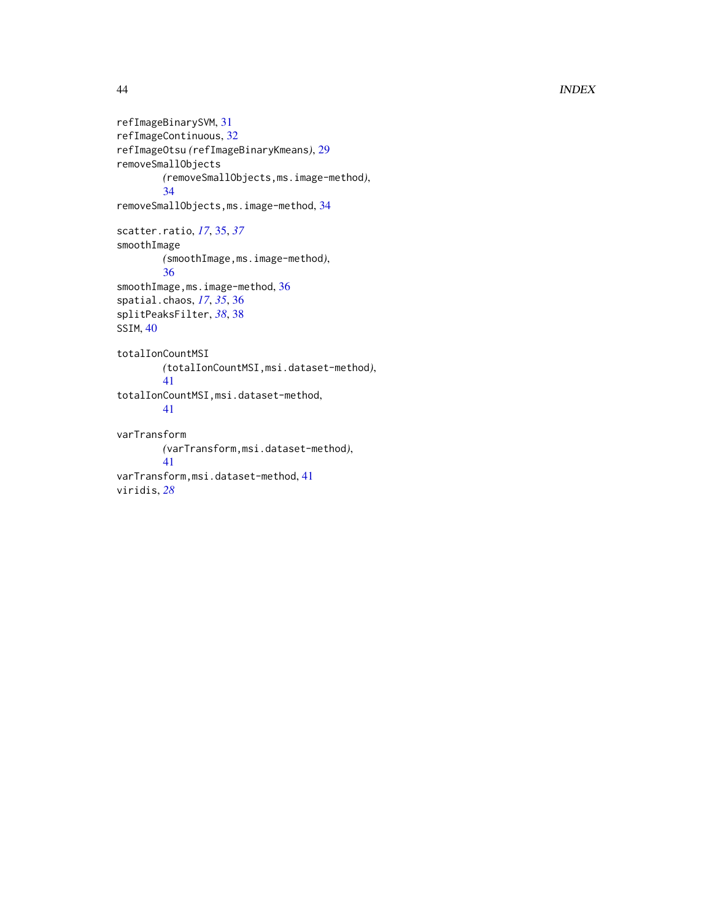refImageBinarySVM, 31
refImageContinuous, 32
refImageOtsu *(*refImageBinaryKmeans*)*, 29
removeSmallObjects
    *(*removeSmallObjects,ms.image-method*)*, 34
removeSmallObjects,ms.image-method, 34

scatter.ratio, *17*, 35, *37*
smoothImage
    *(*smoothImage,ms.image-method*)*, 36
smoothImage,ms.image-method, 36
spatial.chaos, *17*, *35*, 36
splitPeaksFilter, *38*, 38
SSIM, 40

totalIonCountMSI
    *(*totalIonCountMSI,msi.dataset-method*)*, 41
totalIonCountMSI,msi.dataset-method, 41

varTransform
    *(*varTransform,msi.dataset-method*)*, 41
varTransform,msi.dataset-method, 41
viridis, *28*